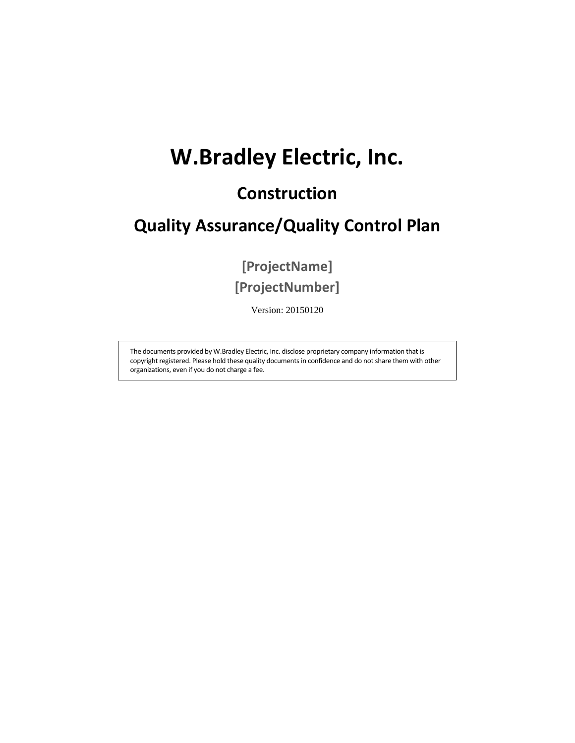# W.Bradley Electric, Inc.

## Construction

## Quality Assurance/Quality Control Plan

**[ProjectName]**
**[ProjectNumber]**

Version: 20150120

The documents provided by W.Bradley Electric, Inc. disclose proprietary company information that is copyright registered. Please hold these quality documents in confidence and do not share them with other organizations, even if you do not charge a fee.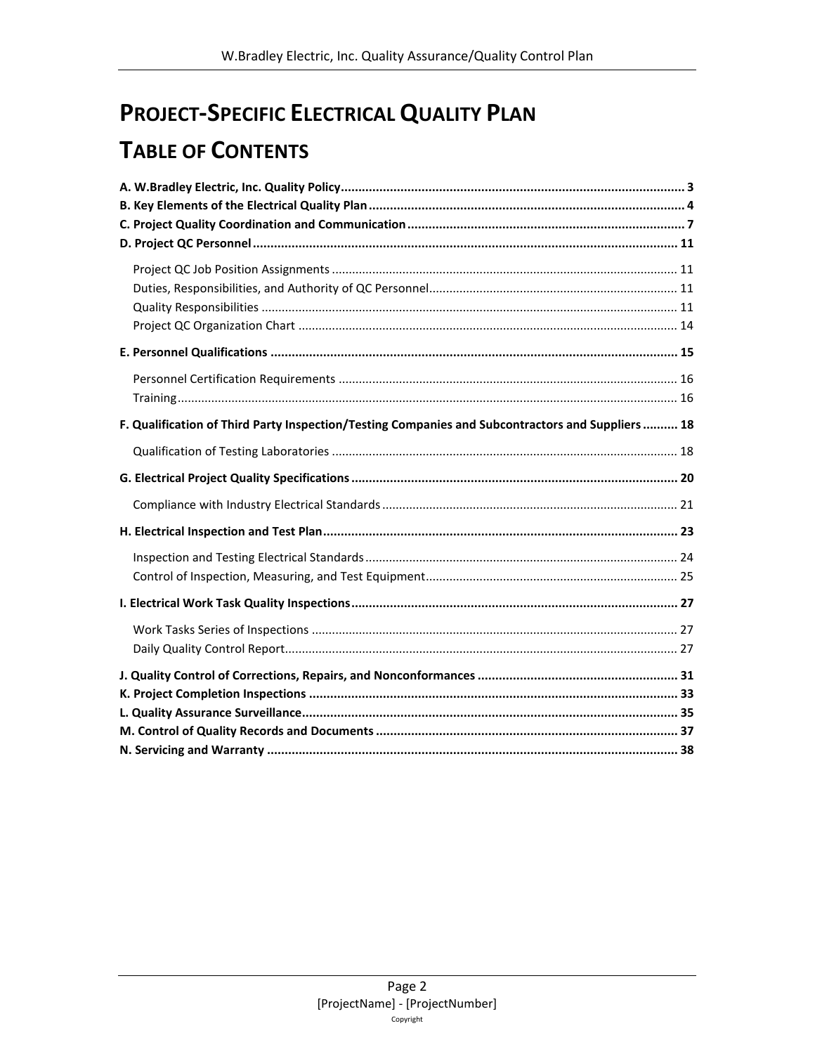# Project-Specific Electrical Quality Plan

# Table of Contents

**A. W.Bradley Electric, Inc. Quality Policy** ..... 3
**B. Key Elements of the Electrical Quality Plan** ..... 4
**C. Project Quality Coordination and Communication** ..... 7
**D. Project QC Personnel** ..... 11

- Project QC Job Position Assignments ..... 11
- Duties, Responsibilities, and Authority of QC Personnel ..... 11
- Quality Responsibilities ..... 11
- Project QC Organization Chart ..... 14

**E. Personnel Qualifications** ..... 15

- Personnel Certification Requirements ..... 16
- Training ..... 16

**F. Qualification of Third Party Inspection/Testing Companies and Subcontractors and Suppliers** ..... 18

- Qualification of Testing Laboratories ..... 18

**G. Electrical Project Quality Specifications** ..... 20

- Compliance with Industry Electrical Standards ..... 21

**H. Electrical Inspection and Test Plan** ..... 23

- Inspection and Testing Electrical Standards ..... 24
- Control of Inspection, Measuring, and Test Equipment ..... 25

**I. Electrical Work Task Quality Inspections** ..... 27

- Work Tasks Series of Inspections ..... 27
- Daily Quality Control Report ..... 27

**J. Quality Control of Corrections, Repairs, and Nonconformances** ..... 31
**K. Project Completion Inspections** ..... 33
**L. Quality Assurance Surveillance** ..... 35
**M. Control of Quality Records and Documents** ..... 37
**N. Servicing and Warranty** ..... 38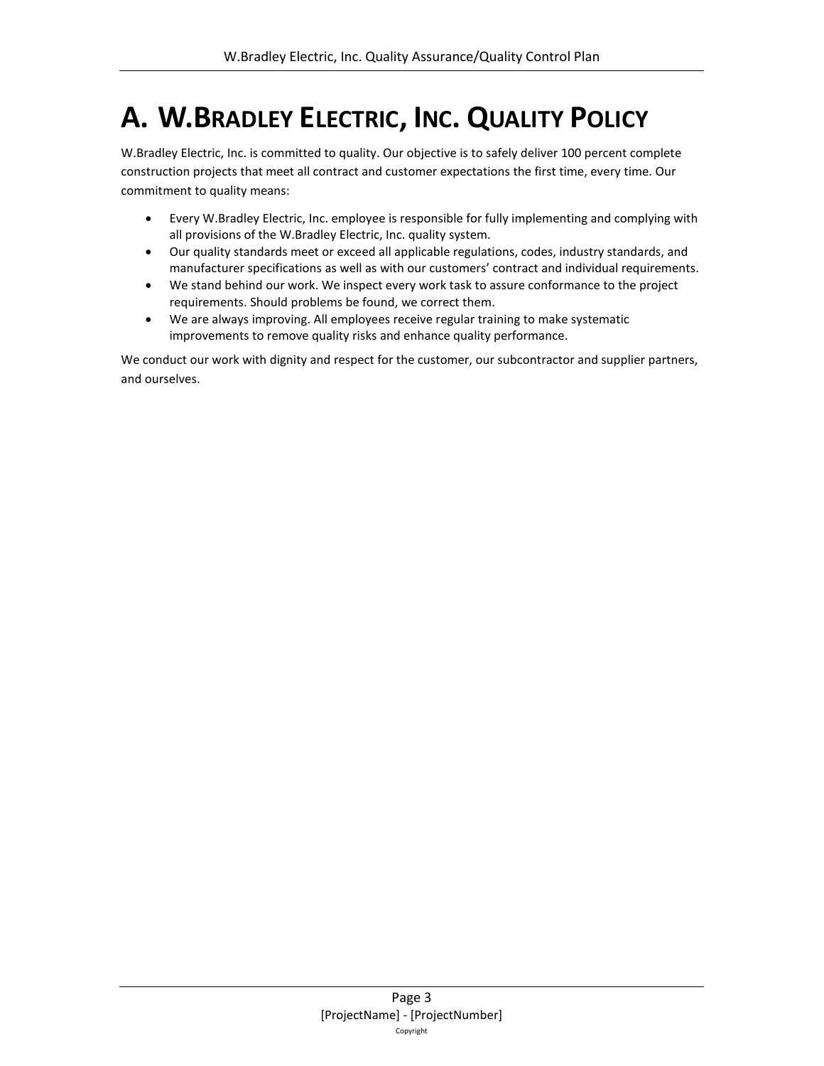# A. W.Bradley Electric, Inc. Quality Policy

W.Bradley Electric, Inc. is committed to quality. Our objective is to safely deliver 100 percent complete construction projects that meet all contract and customer expectations the first time, every time. Our commitment to quality means:

- Every W.Bradley Electric, Inc. employee is responsible for fully implementing and complying with all provisions of the W.Bradley Electric, Inc. quality system.
- Our quality standards meet or exceed all applicable regulations, codes, industry standards, and manufacturer specifications as well as with our customers' contract and individual requirements.
- We stand behind our work. We inspect every work task to assure conformance to the project requirements. Should problems be found, we correct them.
- We are always improving. All employees receive regular training to make systematic improvements to remove quality risks and enhance quality performance.

We conduct our work with dignity and respect for the customer, our subcontractor and supplier partners, and ourselves.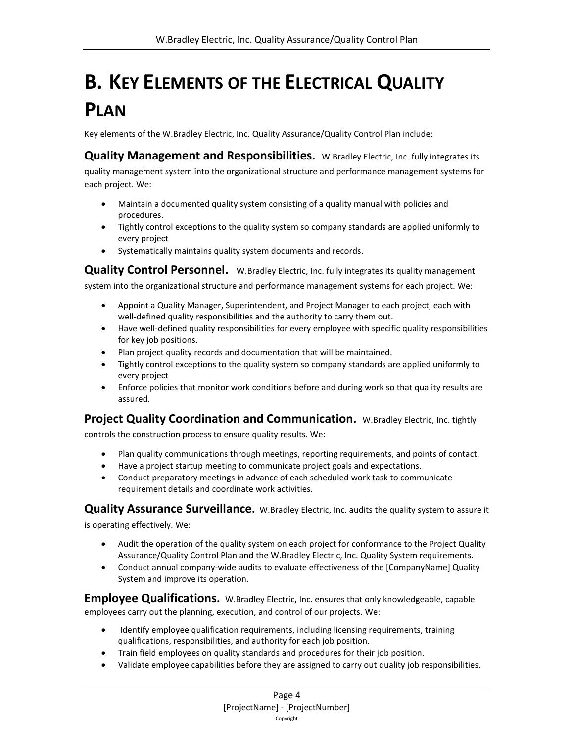# B. Key Elements of the Electrical Quality Plan

Key elements of the W.Bradley Electric, Inc. Quality Assurance/Quality Control Plan include:

**Quality Management and Responsibilities.** W.Bradley Electric, Inc. fully integrates its quality management system into the organizational structure and performance management systems for each project. We:

- Maintain a documented quality system consisting of a quality manual with policies and procedures.
- Tightly control exceptions to the quality system so company standards are applied uniformly to every project
- Systematically maintains quality system documents and records.

**Quality Control Personnel.** W.Bradley Electric, Inc. fully integrates its quality management system into the organizational structure and performance management systems for each project. We:

- Appoint a Quality Manager, Superintendent, and Project Manager to each project, each with well-defined quality responsibilities and the authority to carry them out.
- Have well-defined quality responsibilities for every employee with specific quality responsibilities for key job positions.
- Plan project quality records and documentation that will be maintained.
- Tightly control exceptions to the quality system so company standards are applied uniformly to every project
- Enforce policies that monitor work conditions before and during work so that quality results are assured.

**Project Quality Coordination and Communication.** W.Bradley Electric, Inc. tightly controls the construction process to ensure quality results. We:

- Plan quality communications through meetings, reporting requirements, and points of contact.
- Have a project startup meeting to communicate project goals and expectations.
- Conduct preparatory meetings in advance of each scheduled work task to communicate requirement details and coordinate work activities.

**Quality Assurance Surveillance.** W.Bradley Electric, Inc. audits the quality system to assure it is operating effectively. We:

- Audit the operation of the quality system on each project for conformance to the Project Quality Assurance/Quality Control Plan and the W.Bradley Electric, Inc. Quality System requirements.
- Conduct annual company-wide audits to evaluate effectiveness of the [CompanyName] Quality System and improve its operation.

**Employee Qualifications.** W.Bradley Electric, Inc. ensures that only knowledgeable, capable employees carry out the planning, execution, and control of our projects. We:

- Identify employee qualification requirements, including licensing requirements, training qualifications, responsibilities, and authority for each job position.
- Train field employees on quality standards and procedures for their job position.
- Validate employee capabilities before they are assigned to carry out quality job responsibilities.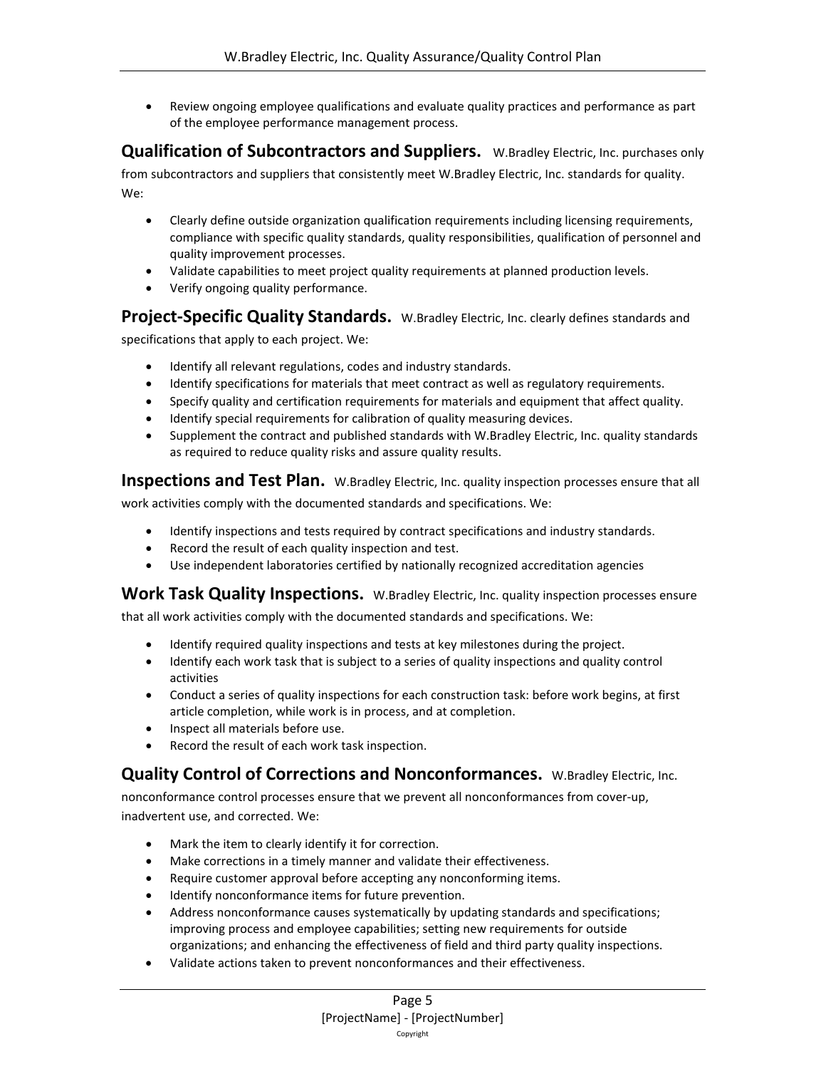- Review ongoing employee qualifications and evaluate quality practices and performance as part of the employee performance management process.

**Qualification of Subcontractors and Suppliers.** W.Bradley Electric, Inc. purchases only from subcontractors and suppliers that consistently meet W.Bradley Electric, Inc. standards for quality. We:

- Clearly define outside organization qualification requirements including licensing requirements, compliance with specific quality standards, quality responsibilities, qualification of personnel and quality improvement processes.
- Validate capabilities to meet project quality requirements at planned production levels.
- Verify ongoing quality performance.

**Project-Specific Quality Standards.** W.Bradley Electric, Inc. clearly defines standards and specifications that apply to each project. We:

- Identify all relevant regulations, codes and industry standards.
- Identify specifications for materials that meet contract as well as regulatory requirements.
- Specify quality and certification requirements for materials and equipment that affect quality.
- Identify special requirements for calibration of quality measuring devices.
- Supplement the contract and published standards with W.Bradley Electric, Inc. quality standards as required to reduce quality risks and assure quality results.

**Inspections and Test Plan.** W.Bradley Electric, Inc. quality inspection processes ensure that all work activities comply with the documented standards and specifications. We:

- Identify inspections and tests required by contract specifications and industry standards.
- Record the result of each quality inspection and test.
- Use independent laboratories certified by nationally recognized accreditation agencies

**Work Task Quality Inspections.** W.Bradley Electric, Inc. quality inspection processes ensure that all work activities comply with the documented standards and specifications. We:

- Identify required quality inspections and tests at key milestones during the project.
- Identify each work task that is subject to a series of quality inspections and quality control activities
- Conduct a series of quality inspections for each construction task: before work begins, at first article completion, while work is in process, and at completion.
- Inspect all materials before use.
- Record the result of each work task inspection.

**Quality Control of Corrections and Nonconformances.** W.Bradley Electric, Inc. nonconformance control processes ensure that we prevent all nonconformances from cover-up, inadvertent use, and corrected. We:

- Mark the item to clearly identify it for correction.
- Make corrections in a timely manner and validate their effectiveness.
- Require customer approval before accepting any nonconforming items.
- Identify nonconformance items for future prevention.
- Address nonconformance causes systematically by updating standards and specifications; improving process and employee capabilities; setting new requirements for outside organizations; and enhancing the effectiveness of field and third party quality inspections.
- Validate actions taken to prevent nonconformances and their effectiveness.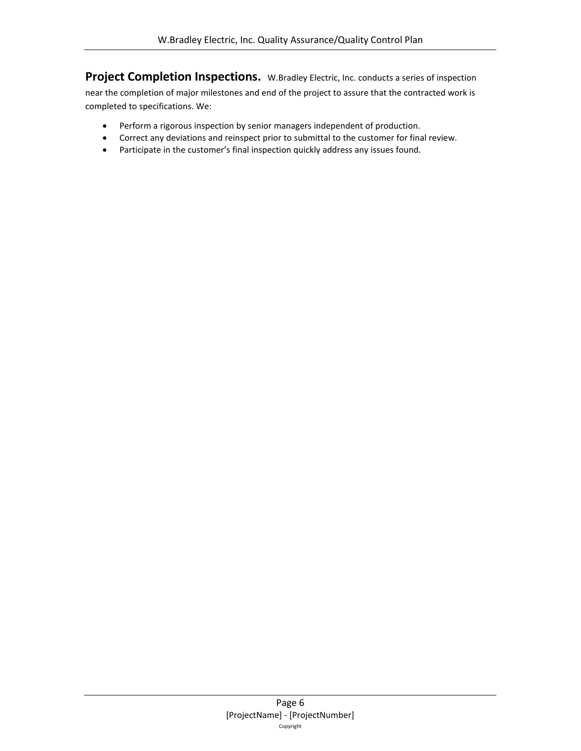**Project Completion Inspections.** W.Bradley Electric, Inc. conducts a series of inspection near the completion of major milestones and end of the project to assure that the contracted work is completed to specifications. We:

- Perform a rigorous inspection by senior managers independent of production.
- Correct any deviations and reinspect prior to submittal to the customer for final review.
- Participate in the customer's final inspection quickly address any issues found.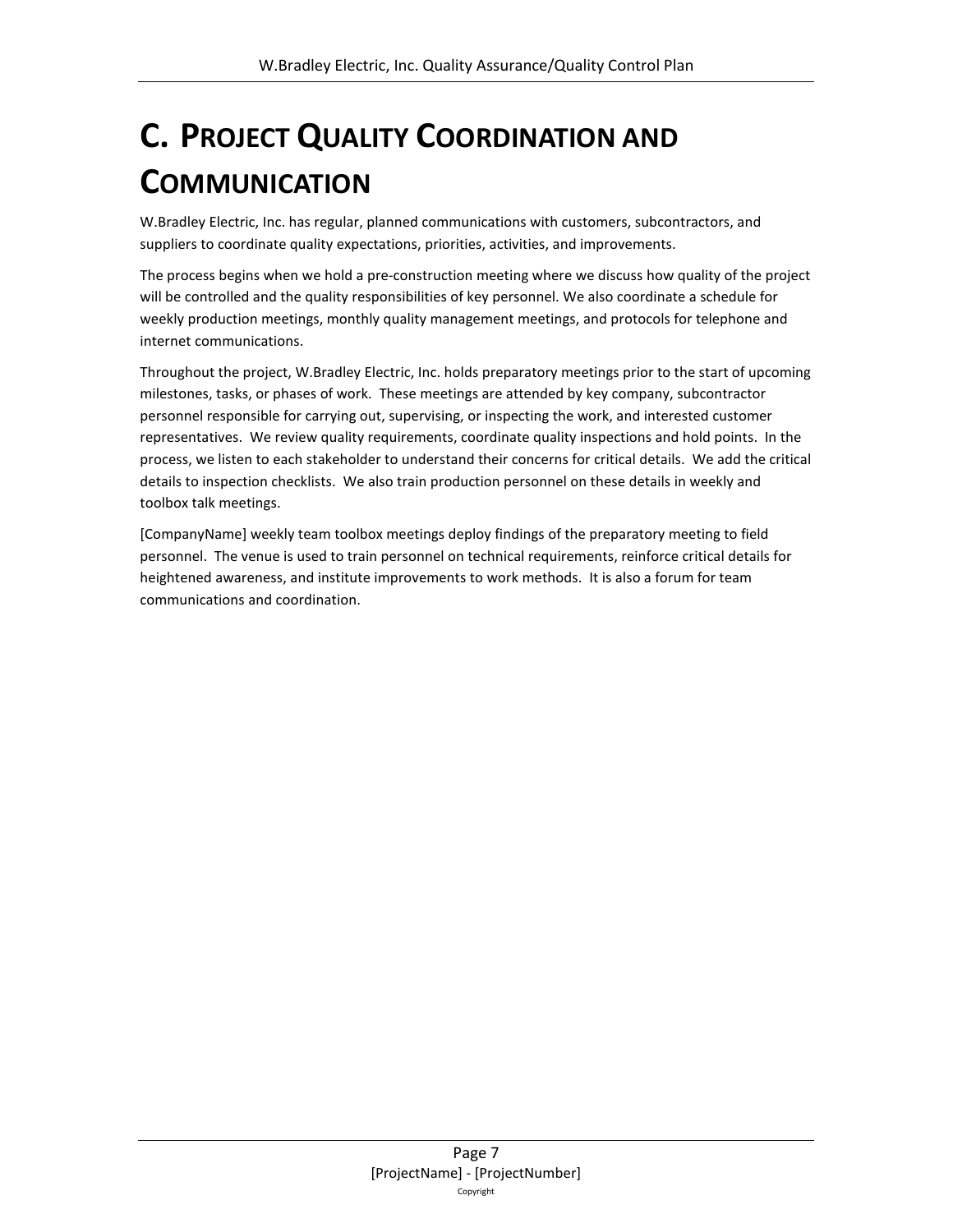# C. Project Quality Coordination and Communication

W.Bradley Electric, Inc. has regular, planned communications with customers, subcontractors, and suppliers to coordinate quality expectations, priorities, activities, and improvements.

The process begins when we hold a pre-construction meeting where we discuss how quality of the project will be controlled and the quality responsibilities of key personnel. We also coordinate a schedule for weekly production meetings, monthly quality management meetings, and protocols for telephone and internet communications.

Throughout the project, W.Bradley Electric, Inc. holds preparatory meetings prior to the start of upcoming milestones, tasks, or phases of work. These meetings are attended by key company, subcontractor personnel responsible for carrying out, supervising, or inspecting the work, and interested customer representatives. We review quality requirements, coordinate quality inspections and hold points. In the process, we listen to each stakeholder to understand their concerns for critical details. We add the critical details to inspection checklists. We also train production personnel on these details in weekly and toolbox talk meetings.

[CompanyName] weekly team toolbox meetings deploy findings of the preparatory meeting to field personnel. The venue is used to train personnel on technical requirements, reinforce critical details for heightened awareness, and institute improvements to work methods. It is also a forum for team communications and coordination.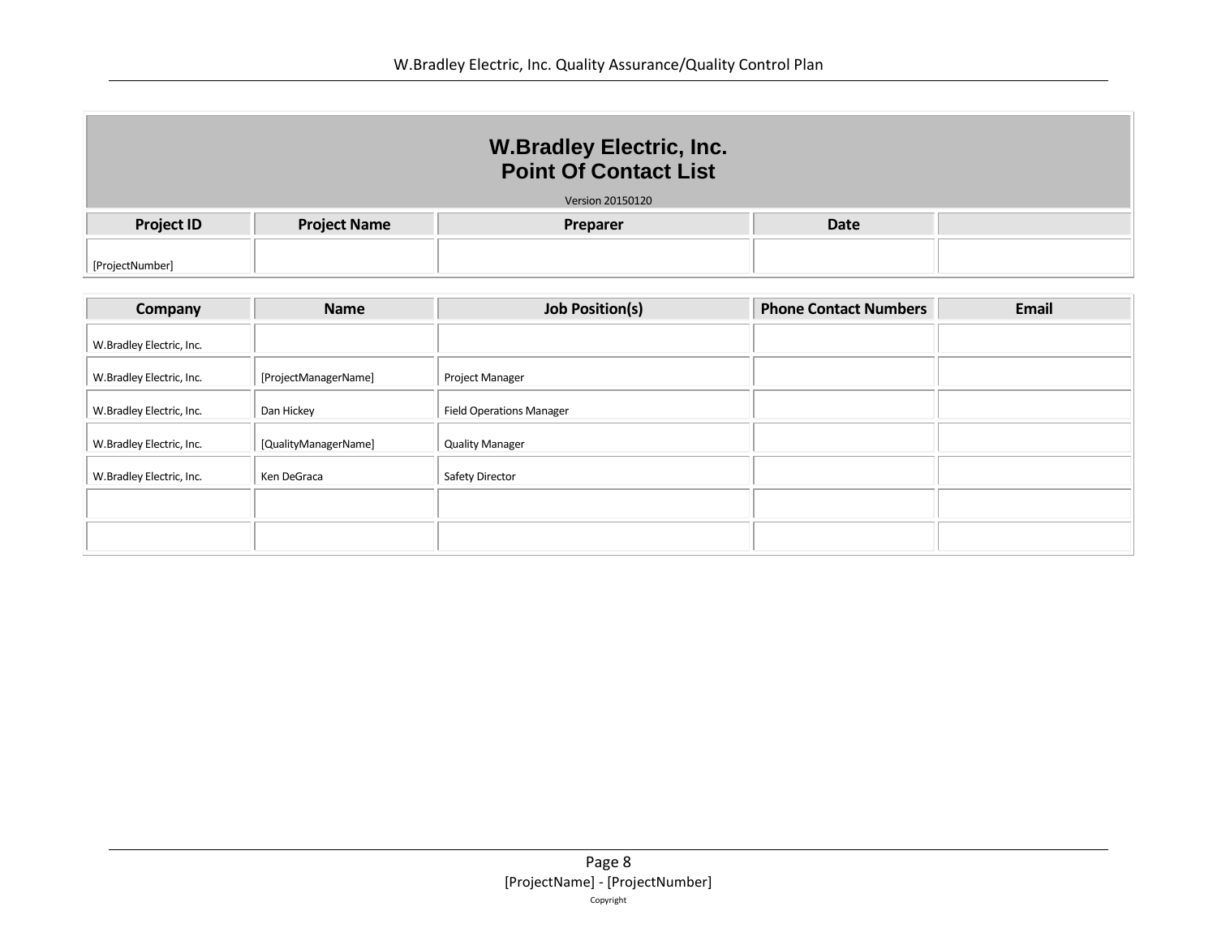# W.Bradley Electric, Inc.
# Point Of Contact List

Version 20150120

| Project ID | Project Name | Preparer | Date | |
|---|---|---|---|---|
| [ProjectNumber] | | | | |

| Company | Name | Job Position(s) | Phone Contact Numbers | Email |
|---|---|---|---|---|
| W.Bradley Electric, Inc. | | | | |
| W.Bradley Electric, Inc. | [ProjectManagerName] | Project Manager | | |
| W.Bradley Electric, Inc. | Dan Hickey | Field Operations Manager | | |
| W.Bradley Electric, Inc. | [QualityManagerName] | Quality Manager | | |
| W.Bradley Electric, Inc. | Ken DeGraca | Safety Director | | |
| | | | | |
| | | | | |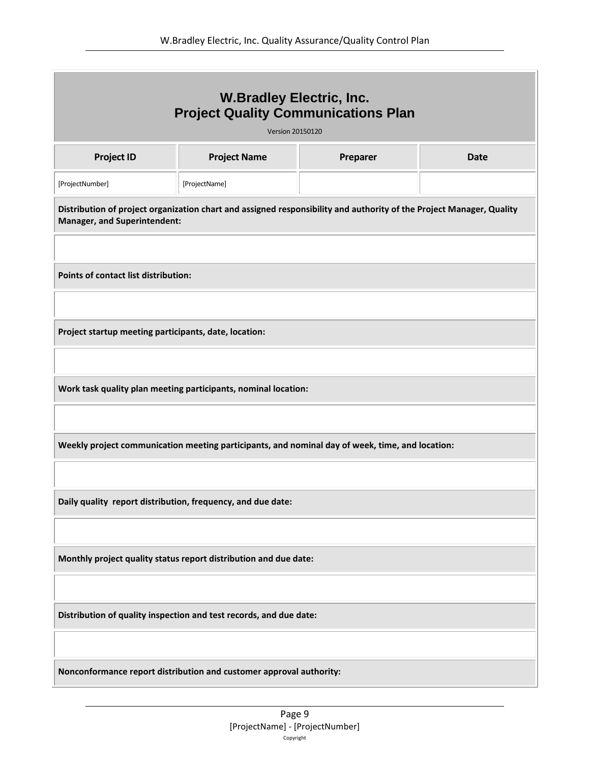# W.Bradley Electric, Inc.
# Project Quality Communications Plan

Version 20150120

| Project ID | Project Name | Preparer | Date |
|---|---|---|---|
| [ProjectNumber] | [ProjectName] | | |

**Distribution of project organization chart and assigned responsibility and authority of the Project Manager, Quality Manager, and Superintendent:**

**Points of contact list distribution:**

**Project startup meeting participants, date, location:**

**Work task quality plan meeting participants, nominal location:**

**Weekly project communication meeting participants, and nominal day of week, time, and location:**

**Daily quality report distribution, frequency, and due date:**

**Monthly project quality status report distribution and due date:**

**Distribution of quality inspection and test records, and due date:**

**Nonconformance report distribution and customer approval authority:**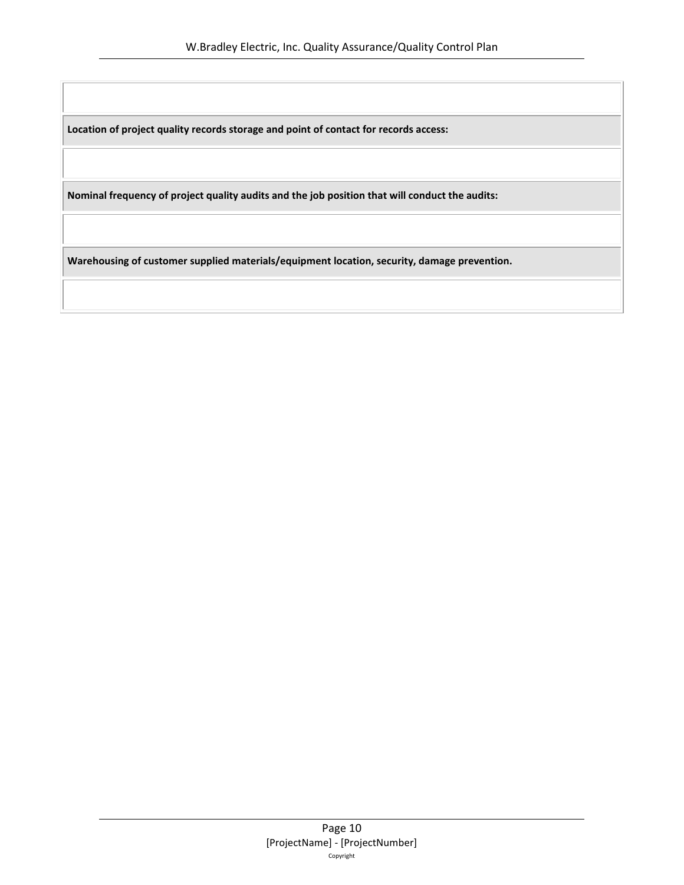| |
|---|
| |
| **Location of project quality records storage and point of contact for records access:** |
| |
| **Nominal frequency of project quality audits and the job position that will conduct the audits:** |
| |
| **Warehousing of customer supplied materials/equipment location, security, damage prevention.** |
| |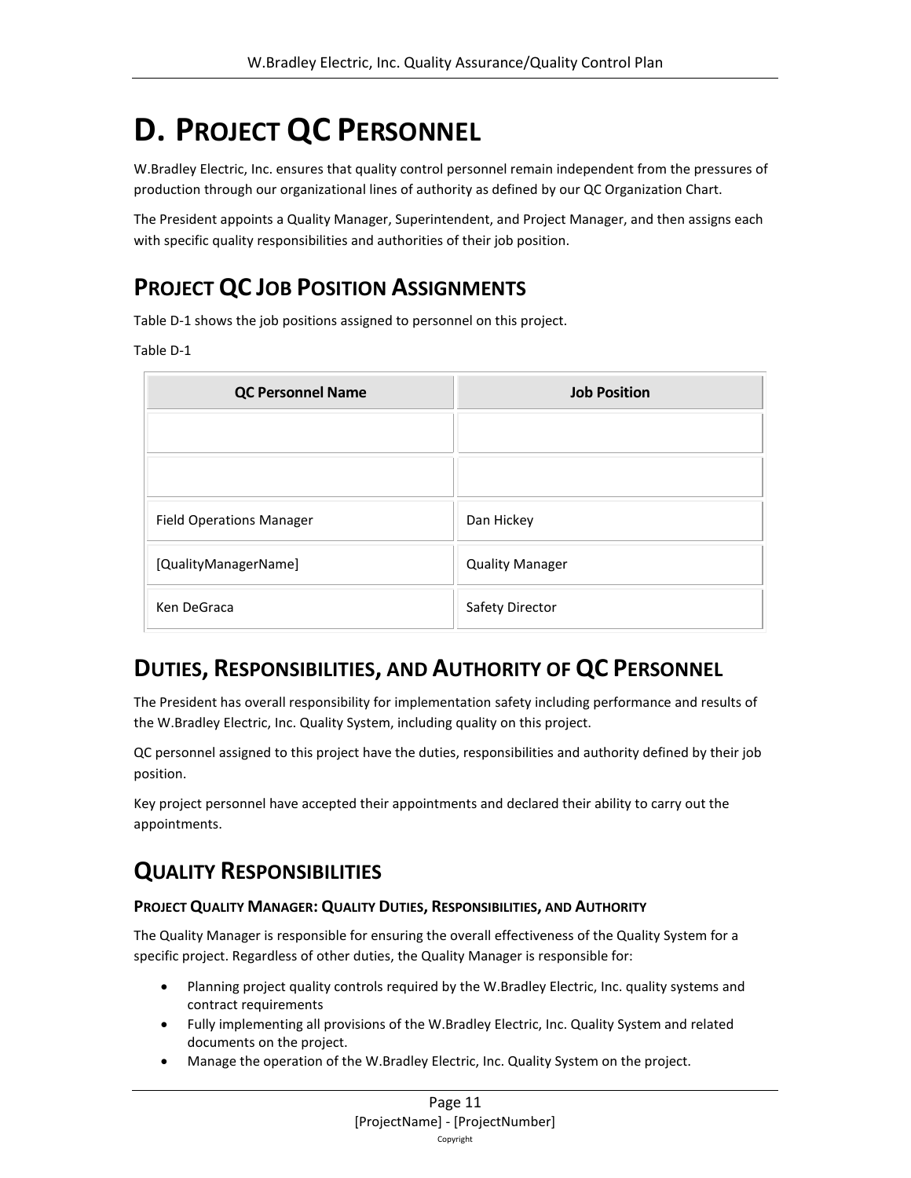# D. Project QC Personnel

W.Bradley Electric, Inc. ensures that quality control personnel remain independent from the pressures of production through our organizational lines of authority as defined by our QC Organization Chart.

The President appoints a Quality Manager, Superintendent, and Project Manager, and then assigns each with specific quality responsibilities and authorities of their job position.

## Project QC Job Position Assignments

Table D-1 shows the job positions assigned to personnel on this project.

Table D-1

| QC Personnel Name | Job Position |
| --- | --- |
| | |
| | |
| Field Operations Manager | Dan Hickey |
| [QualityManagerName] | Quality Manager |
| Ken DeGraca | Safety Director |

## Duties, Responsibilities, and Authority of QC Personnel

The President has overall responsibility for implementation safety including performance and results of the W.Bradley Electric, Inc. Quality System, including quality on this project.

QC personnel assigned to this project have the duties, responsibilities and authority defined by their job position.

Key project personnel have accepted their appointments and declared their ability to carry out the appointments.

## Quality Responsibilities

### Project Quality Manager: Quality Duties, Responsibilities, and Authority

The Quality Manager is responsible for ensuring the overall effectiveness of the Quality System for a specific project. Regardless of other duties, the Quality Manager is responsible for:

- Planning project quality controls required by the W.Bradley Electric, Inc. quality systems and contract requirements
- Fully implementing all provisions of the W.Bradley Electric, Inc. Quality System and related documents on the project.
- Manage the operation of the W.Bradley Electric, Inc. Quality System on the project.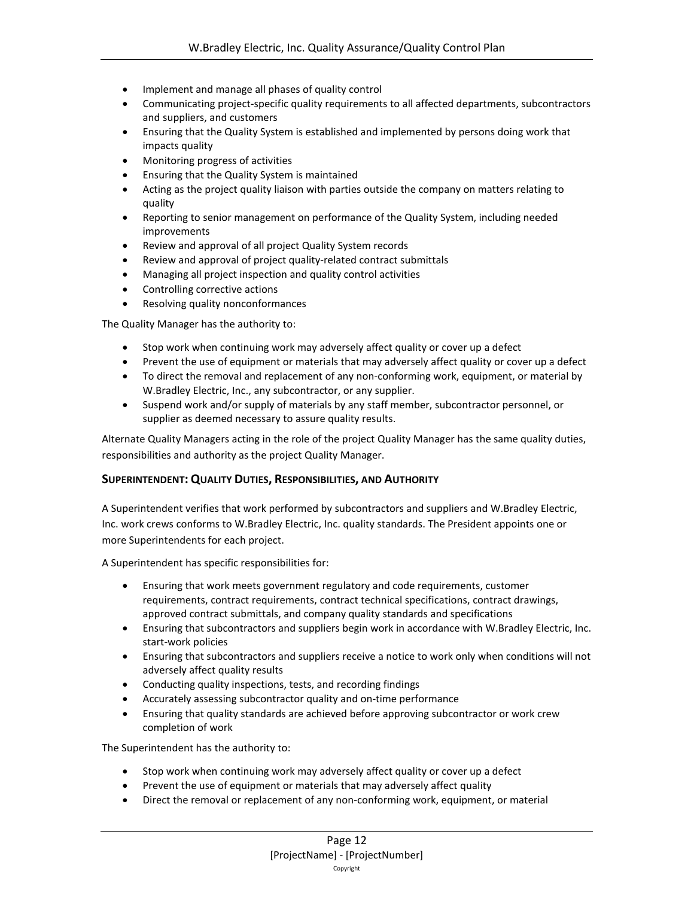- Implement and manage all phases of quality control
- Communicating project-specific quality requirements to all affected departments, subcontractors and suppliers, and customers
- Ensuring that the Quality System is established and implemented by persons doing work that impacts quality
- Monitoring progress of activities
- Ensuring that the Quality System is maintained
- Acting as the project quality liaison with parties outside the company on matters relating to quality
- Reporting to senior management on performance of the Quality System, including needed improvements
- Review and approval of all project Quality System records
- Review and approval of project quality-related contract submittals
- Managing all project inspection and quality control activities
- Controlling corrective actions
- Resolving quality nonconformances

The Quality Manager has the authority to:

- Stop work when continuing work may adversely affect quality or cover up a defect
- Prevent the use of equipment or materials that may adversely affect quality or cover up a defect
- To direct the removal and replacement of any non-conforming work, equipment, or material by W.Bradley Electric, Inc., any subcontractor, or any supplier.
- Suspend work and/or supply of materials by any staff member, subcontractor personnel, or supplier as deemed necessary to assure quality results.

Alternate Quality Managers acting in the role of the project Quality Manager has the same quality duties, responsibilities and authority as the project Quality Manager.

### SUPERINTENDENT: QUALITY DUTIES, RESPONSIBILITIES, AND AUTHORITY

A Superintendent verifies that work performed by subcontractors and suppliers and W.Bradley Electric, Inc. work crews conforms to W.Bradley Electric, Inc. quality standards. The President appoints one or more Superintendents for each project.

A Superintendent has specific responsibilities for:

- Ensuring that work meets government regulatory and code requirements, customer requirements, contract requirements, contract technical specifications, contract drawings, approved contract submittals, and company quality standards and specifications
- Ensuring that subcontractors and suppliers begin work in accordance with W.Bradley Electric, Inc. start-work policies
- Ensuring that subcontractors and suppliers receive a notice to work only when conditions will not adversely affect quality results
- Conducting quality inspections, tests, and recording findings
- Accurately assessing subcontractor quality and on-time performance
- Ensuring that quality standards are achieved before approving subcontractor or work crew completion of work

The Superintendent has the authority to:

- Stop work when continuing work may adversely affect quality or cover up a defect
- Prevent the use of equipment or materials that may adversely affect quality
- Direct the removal or replacement of any non-conforming work, equipment, or material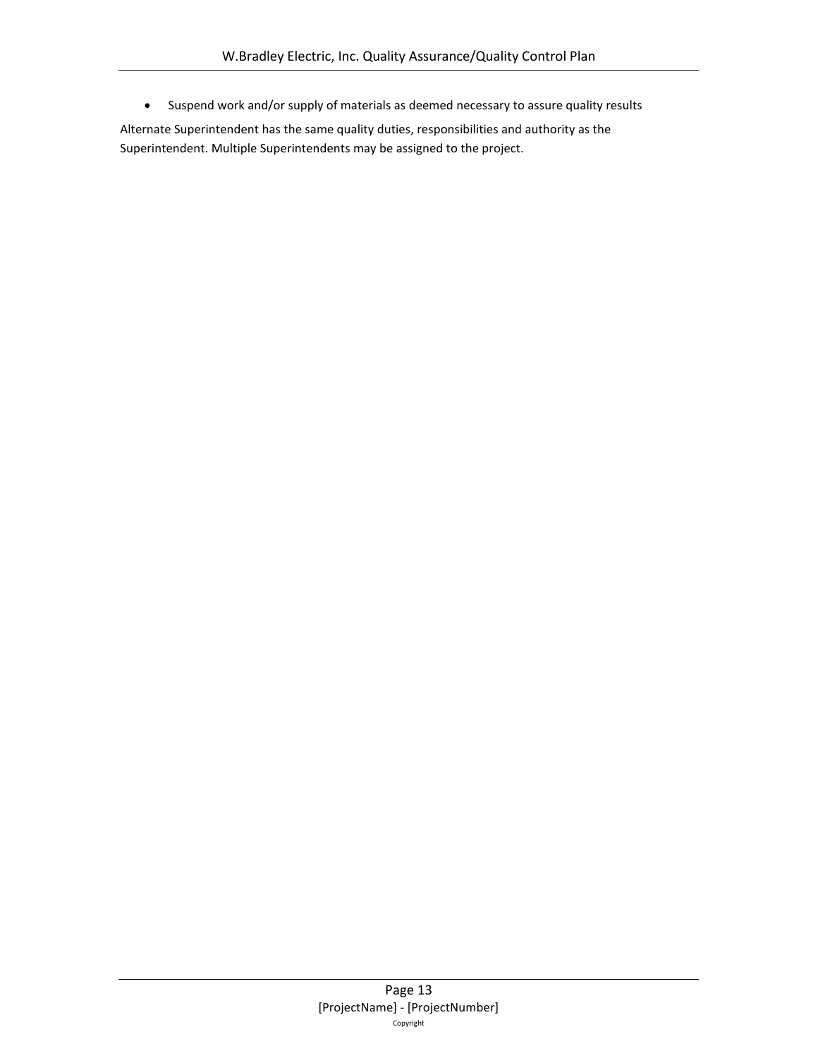- Suspend work and/or supply of materials as deemed necessary to assure quality results

Alternate Superintendent has the same quality duties, responsibilities and authority as the Superintendent. Multiple Superintendents may be assigned to the project.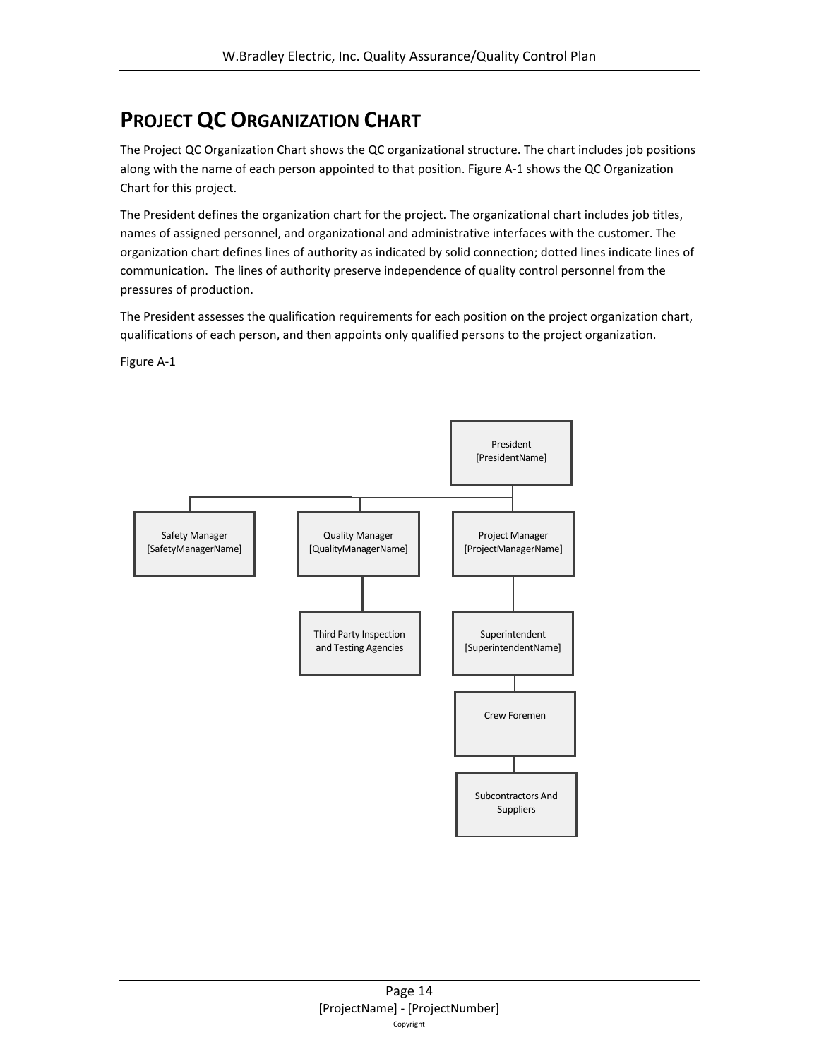## PROJECT QC ORGANIZATION CHART

The Project QC Organization Chart shows the QC organizational structure. The chart includes job positions along with the name of each person appointed to that position. Figure A-1 shows the QC Organization Chart for this project.

The President defines the organization chart for the project. The organizational chart includes job titles, names of assigned personnel, and organizational and administrative interfaces with the customer. The organization chart defines lines of authority as indicated by solid connection; dotted lines indicate lines of communication.  The lines of authority preserve independence of quality control personnel from the pressures of production.

The President assesses the qualification requirements for each position on the project organization chart, qualifications of each person, and then appoints only qualified persons to the project organization.

Figure A-1

President
[PresidentName]

Safety Manager
[SafetyManagerName]

Quality Manager
[QualityManagerName]

Project Manager
[ProjectManagerName]

Third Party Inspection and Testing Agencies

Superintendent
[SuperintendentName]

Crew Foremen

Subcontractors And Suppliers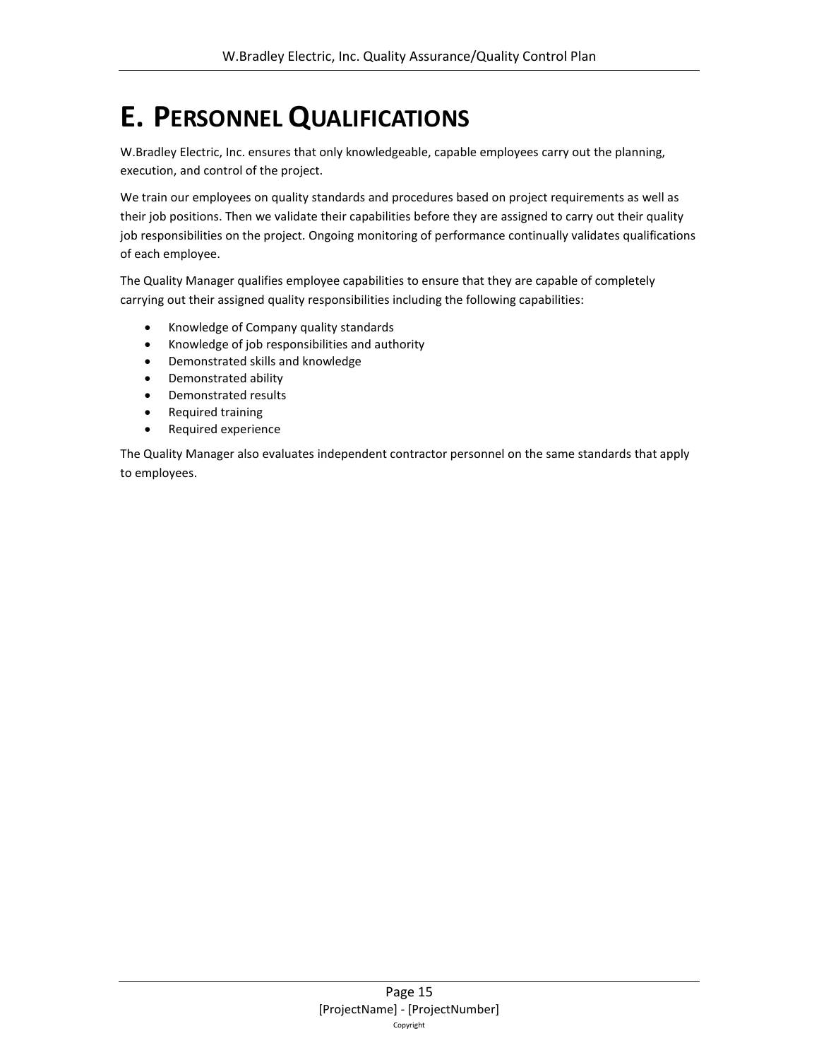# E. Personnel Qualifications

W.Bradley Electric, Inc. ensures that only knowledgeable, capable employees carry out the planning, execution, and control of the project.

We train our employees on quality standards and procedures based on project requirements as well as their job positions. Then we validate their capabilities before they are assigned to carry out their quality job responsibilities on the project. Ongoing monitoring of performance continually validates qualifications of each employee.

The Quality Manager qualifies employee capabilities to ensure that they are capable of completely carrying out their assigned quality responsibilities including the following capabilities:

- Knowledge of Company quality standards
- Knowledge of job responsibilities and authority
- Demonstrated skills and knowledge
- Demonstrated ability
- Demonstrated results
- Required training
- Required experience

The Quality Manager also evaluates independent contractor personnel on the same standards that apply to employees.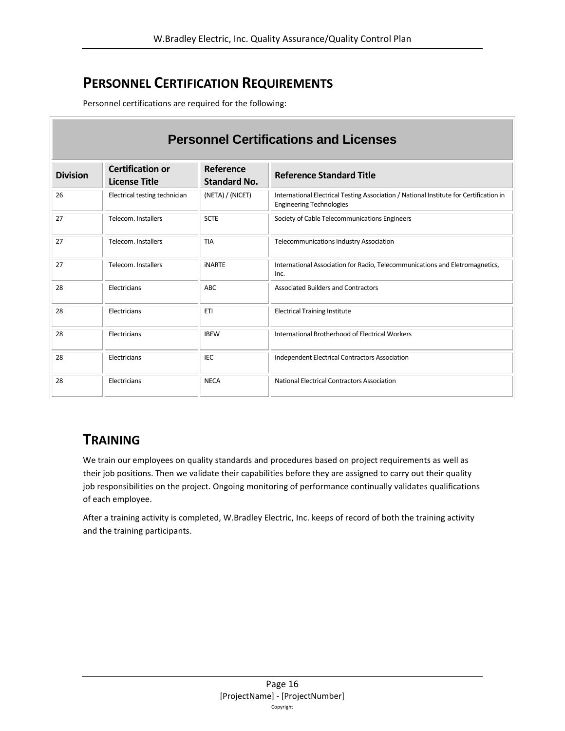## Personnel Certification Requirements

Personnel certifications are required for the following:

| Personnel Certifications and Licenses | | | |
|---|---|---|---|
| **Division** | **Certification or License Title** | **Reference Standard No.** | **Reference Standard Title** |
| 26 | Electrical testing technician | (NETA) / (NICET) | International Electrical Testing Association / National Institute for Certification in Engineering Technologies |
| 27 | Telecom. Installers | SCTE | Society of Cable Telecommunications Engineers |
| 27 | Telecom. Installers | TIA | Telecommunications Industry Association |
| 27 | Telecom. Installers | iNARTE | International Association for Radio, Telecommunications and Eletromagnetics, Inc. |
| 28 | Electricians | ABC | Associated Builders and Contractors |
| 28 | Electricians | ETI | Electrical Training Institute |
| 28 | Electricians | IBEW | International Brotherhood of Electrical Workers |
| 28 | Electricians | IEC | Independent Electrical Contractors Association |
| 28 | Electricians | NECA | National Electrical Contractors Association |

## Training

We train our employees on quality standards and procedures based on project requirements as well as their job positions. Then we validate their capabilities before they are assigned to carry out their quality job responsibilities on the project. Ongoing monitoring of performance continually validates qualifications of each employee.

After a training activity is completed, W.Bradley Electric, Inc. keeps of record of both the training activity and the training participants.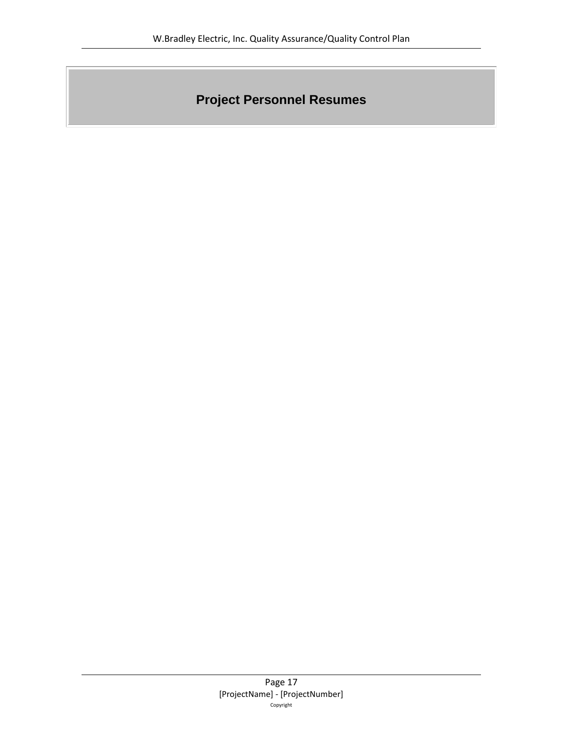# Project Personnel Resumes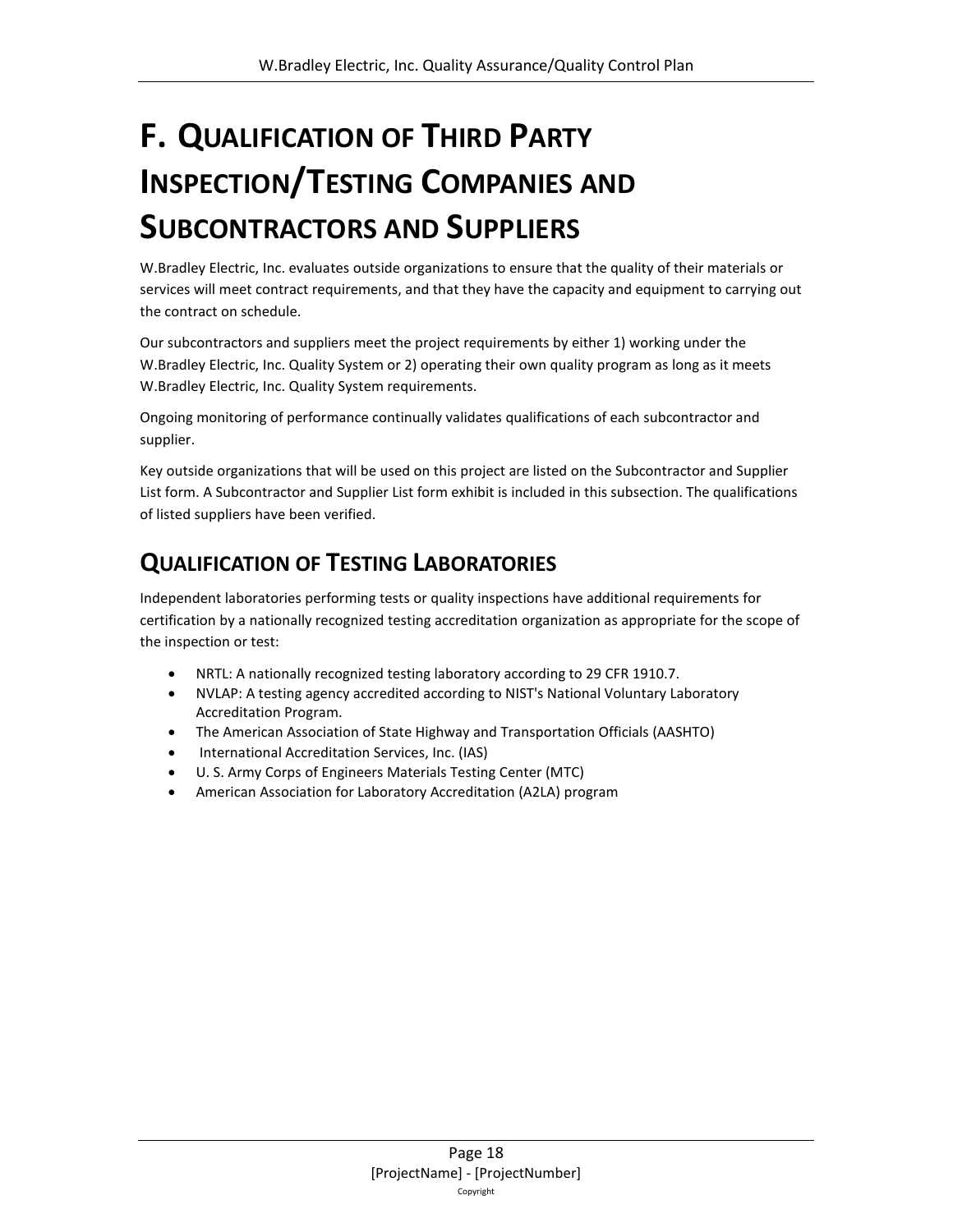# F. Qualification of Third Party Inspection/Testing Companies and Subcontractors and Suppliers

W.Bradley Electric, Inc. evaluates outside organizations to ensure that the quality of their materials or services will meet contract requirements, and that they have the capacity and equipment to carrying out the contract on schedule.

Our subcontractors and suppliers meet the project requirements by either 1) working under the W.Bradley Electric, Inc. Quality System or 2) operating their own quality program as long as it meets W.Bradley Electric, Inc. Quality System requirements.

Ongoing monitoring of performance continually validates qualifications of each subcontractor and supplier.

Key outside organizations that will be used on this project are listed on the Subcontractor and Supplier List form. A Subcontractor and Supplier List form exhibit is included in this subsection. The qualifications of listed suppliers have been verified.

## Qualification of Testing Laboratories

Independent laboratories performing tests or quality inspections have additional requirements for certification by a nationally recognized testing accreditation organization as appropriate for the scope of the inspection or test:

- NRTL: A nationally recognized testing laboratory according to 29 CFR 1910.7.
- NVLAP: A testing agency accredited according to NIST's National Voluntary Laboratory Accreditation Program.
- The American Association of State Highway and Transportation Officials (AASHTO)
- International Accreditation Services, Inc. (IAS)
- U. S. Army Corps of Engineers Materials Testing Center (MTC)
- American Association for Laboratory Accreditation (A2LA) program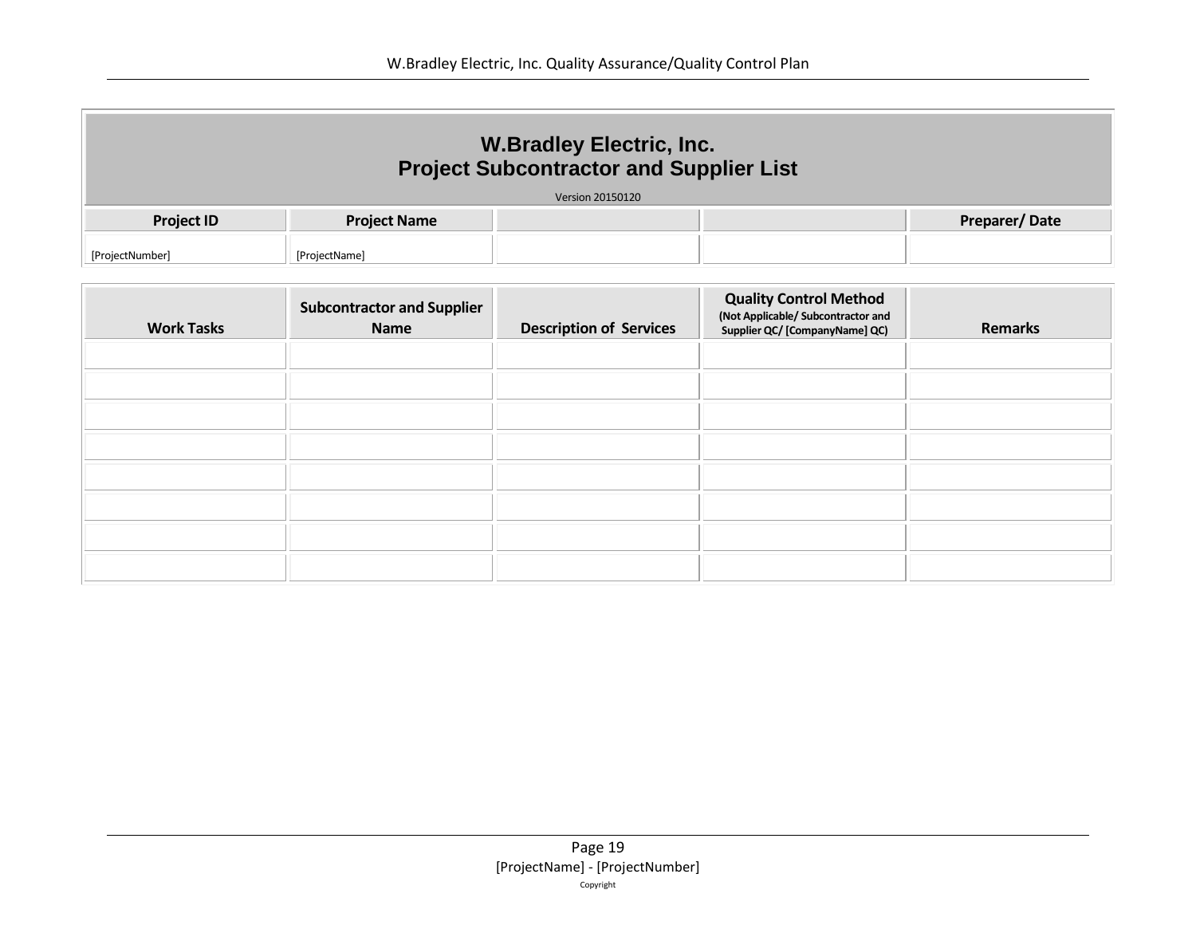# W.Bradley Electric, Inc.
## Project Subcontractor and Supplier List

Version 20150120

| Project ID | Project Name | | | Preparer/ Date |
|---|---|---|---|---|
| [ProjectNumber] | [ProjectName] | | | |

| Work Tasks | Subcontractor and Supplier Name | Description of Services | Quality Control Method (Not Applicable/ Subcontractor and Supplier QC/ [CompanyName] QC) | Remarks |
|---|---|---|---|---|
| | | | | |
| | | | | |
| | | | | |
| | | | | |
| | | | | |
| | | | | |
| | | | | |
| | | | | |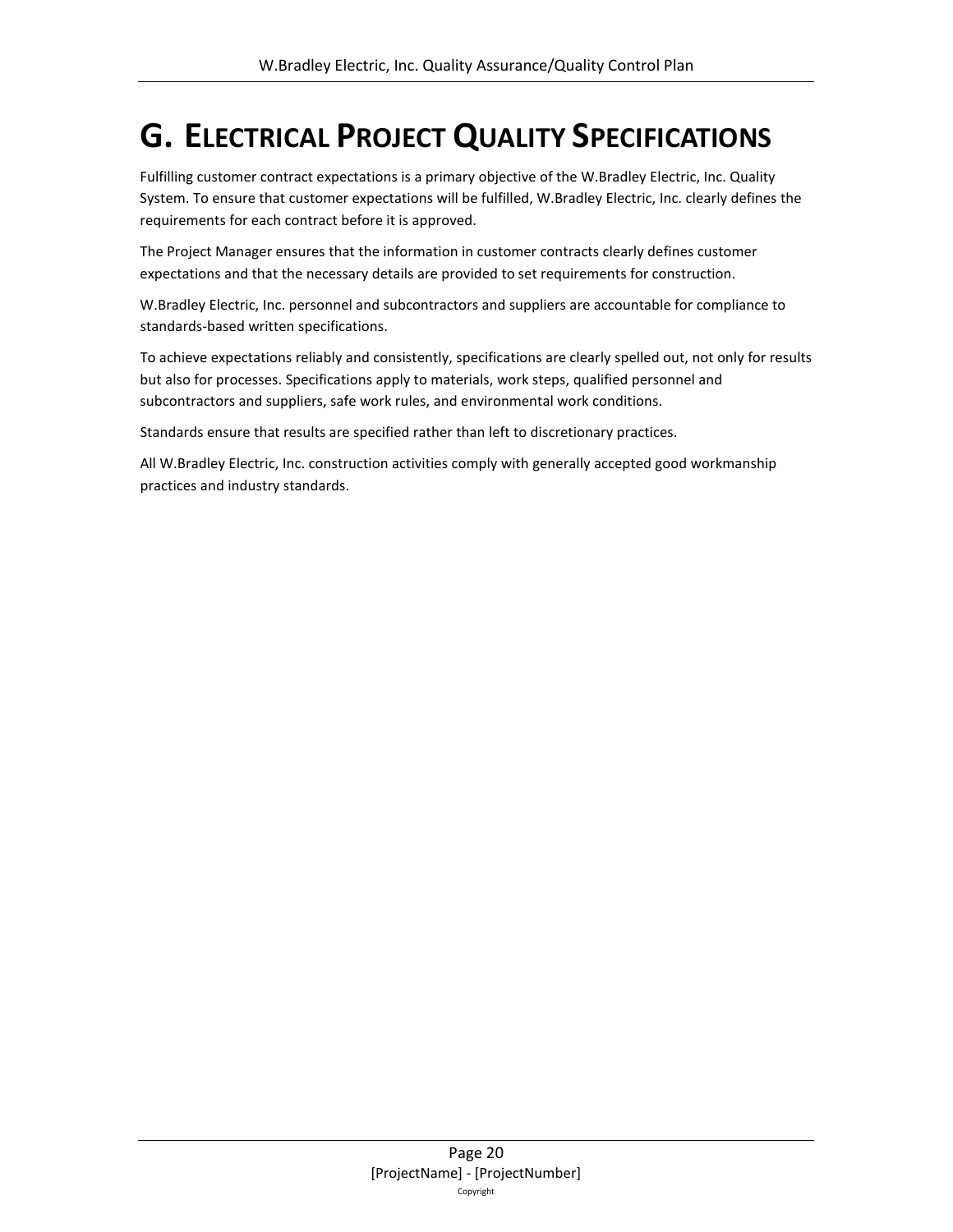# G. Electrical Project Quality Specifications

Fulfilling customer contract expectations is a primary objective of the W.Bradley Electric, Inc. Quality System. To ensure that customer expectations will be fulfilled, W.Bradley Electric, Inc. clearly defines the requirements for each contract before it is approved.

The Project Manager ensures that the information in customer contracts clearly defines customer expectations and that the necessary details are provided to set requirements for construction.

W.Bradley Electric, Inc. personnel and subcontractors and suppliers are accountable for compliance to standards-based written specifications.

To achieve expectations reliably and consistently, specifications are clearly spelled out, not only for results but also for processes. Specifications apply to materials, work steps, qualified personnel and subcontractors and suppliers, safe work rules, and environmental work conditions.

Standards ensure that results are specified rather than left to discretionary practices.

All W.Bradley Electric, Inc. construction activities comply with generally accepted good workmanship practices and industry standards.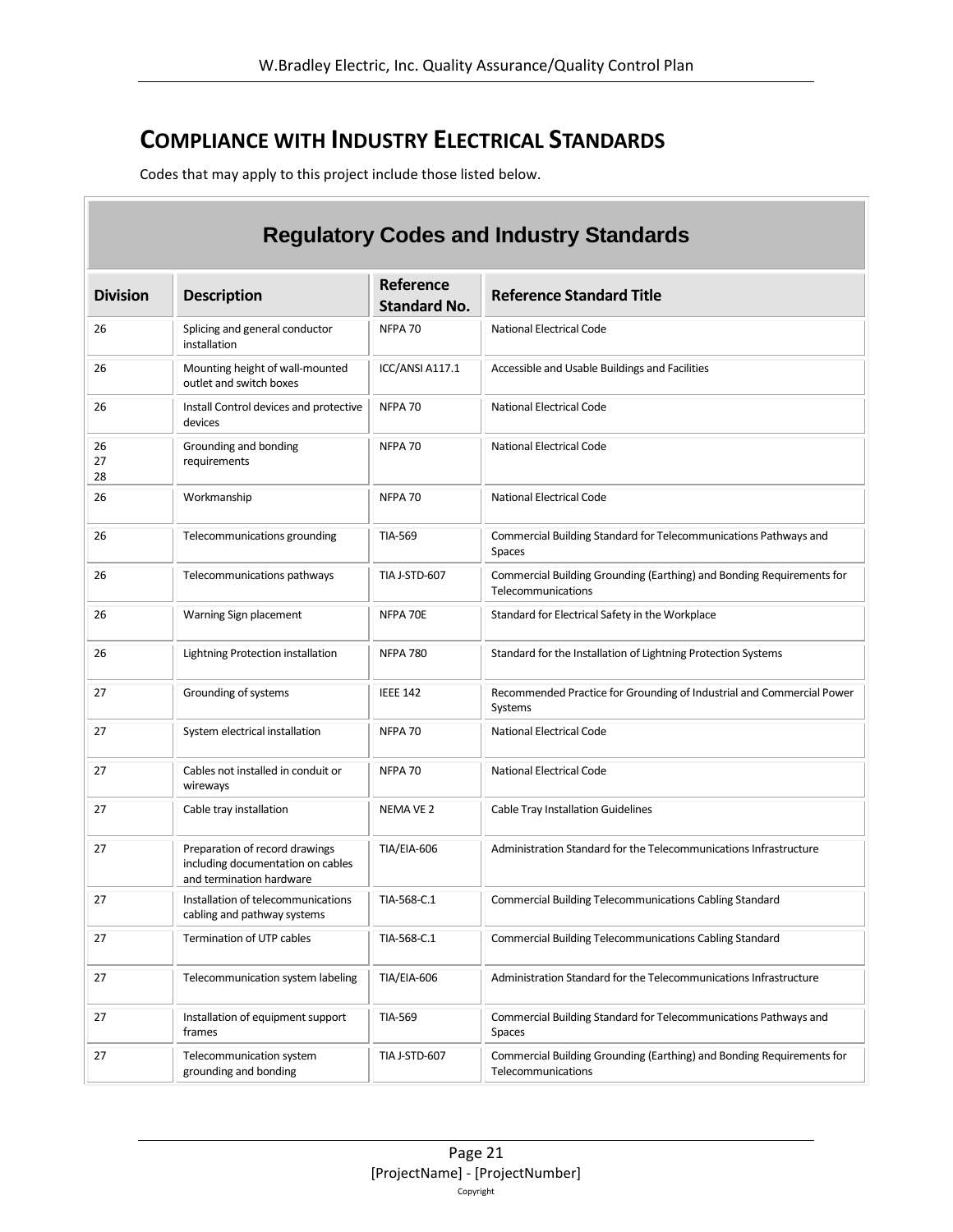## COMPLIANCE WITH INDUSTRY ELECTRICAL STANDARDS

Codes that may apply to this project include those listed below.

| Regulatory Codes and Industry Standards | | | |
|---|---|---|---|
| **Division** | **Description** | **Reference Standard No.** | **Reference Standard Title** |
| 26 | Splicing and general conductor installation | NFPA 70 | National Electrical Code |
| 26 | Mounting height of wall-mounted outlet and switch boxes | ICC/ANSI A117.1 | Accessible and Usable Buildings and Facilities |
| 26 | Install Control devices and protective devices | NFPA 70 | National Electrical Code |
| 26<br>27<br>28 | Grounding and bonding requirements | NFPA 70 | National Electrical Code |
| 26 | Workmanship | NFPA 70 | National Electrical Code |
| 26 | Telecommunications grounding | TIA-569 | Commercial Building Standard for Telecommunications Pathways and Spaces |
| 26 | Telecommunications pathways | TIA J-STD-607 | Commercial Building Grounding (Earthing) and Bonding Requirements for Telecommunications |
| 26 | Warning Sign placement | NFPA 70E | Standard for Electrical Safety in the Workplace |
| 26 | Lightning Protection installation | NFPA 780 | Standard for the Installation of Lightning Protection Systems |
| 27 | Grounding of systems | IEEE 142 | Recommended Practice for Grounding of Industrial and Commercial Power Systems |
| 27 | System electrical installation | NFPA 70 | National Electrical Code |
| 27 | Cables not installed in conduit or wireways | NFPA 70 | National Electrical Code |
| 27 | Cable tray installation | NEMA VE 2 | Cable Tray Installation Guidelines |
| 27 | Preparation of record drawings including documentation on cables and termination hardware | TIA/EIA-606 | Administration Standard for the Telecommunications Infrastructure |
| 27 | Installation of telecommunications cabling and pathway systems | TIA-568-C.1 | Commercial Building Telecommunications Cabling Standard |
| 27 | Termination of UTP cables | TIA-568-C.1 | Commercial Building Telecommunications Cabling Standard |
| 27 | Telecommunication system labeling | TIA/EIA-606 | Administration Standard for the Telecommunications Infrastructure |
| 27 | Installation of equipment support frames | TIA-569 | Commercial Building Standard for Telecommunications Pathways and Spaces |
| 27 | Telecommunication system grounding and bonding | TIA J-STD-607 | Commercial Building Grounding (Earthing) and Bonding Requirements for Telecommunications |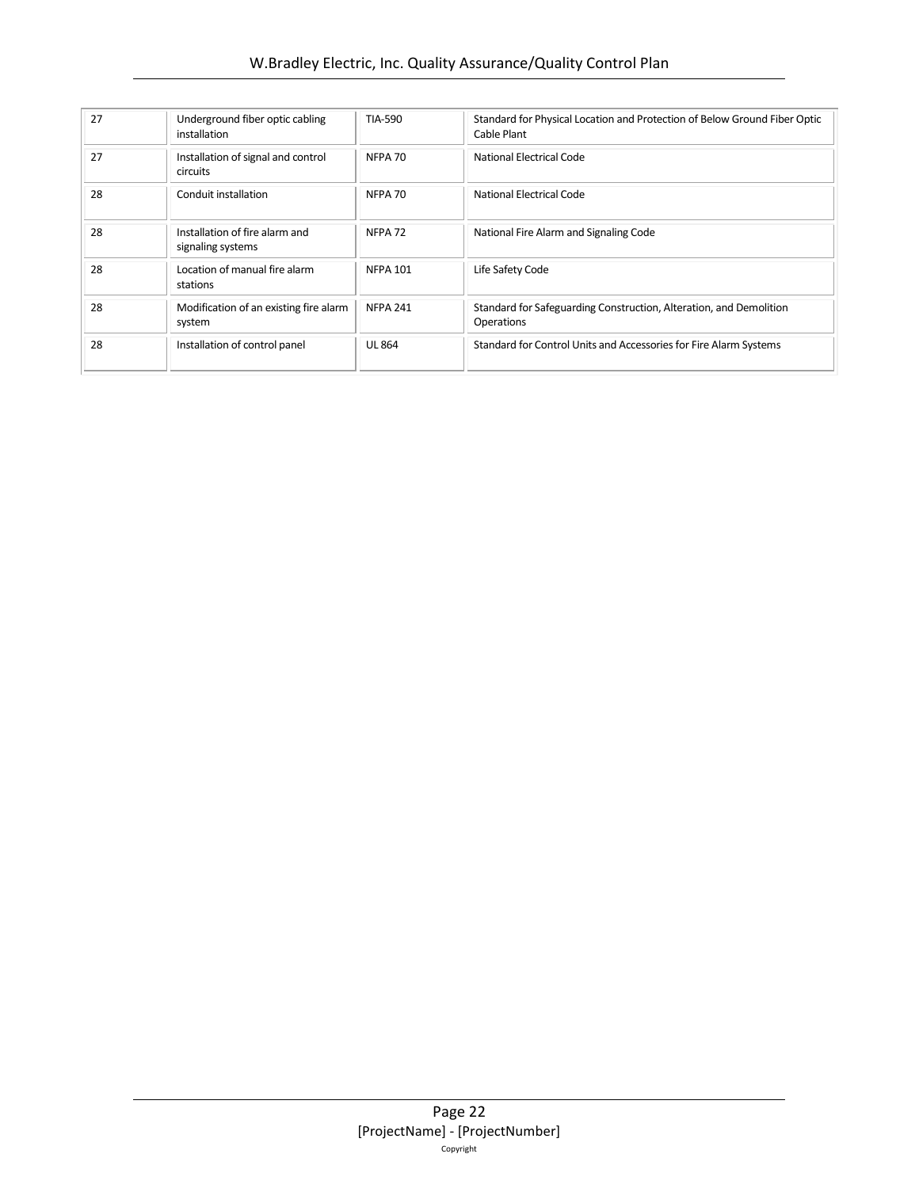| | | | |
|---|---|---|---|
| 27 | Underground fiber optic cabling installation | TIA-590 | Standard for Physical Location and Protection of Below Ground Fiber Optic Cable Plant |
| 27 | Installation of signal and control circuits | NFPA 70 | National Electrical Code |
| 28 | Conduit installation | NFPA 70 | National Electrical Code |
| 28 | Installation of fire alarm and signaling systems | NFPA 72 | National Fire Alarm and Signaling Code |
| 28 | Location of manual fire alarm stations | NFPA 101 | Life Safety Code |
| 28 | Modification of an existing fire alarm system | NFPA 241 | Standard for Safeguarding Construction, Alteration, and Demolition Operations |
| 28 | Installation of control panel | UL 864 | Standard for Control Units and Accessories for Fire Alarm Systems |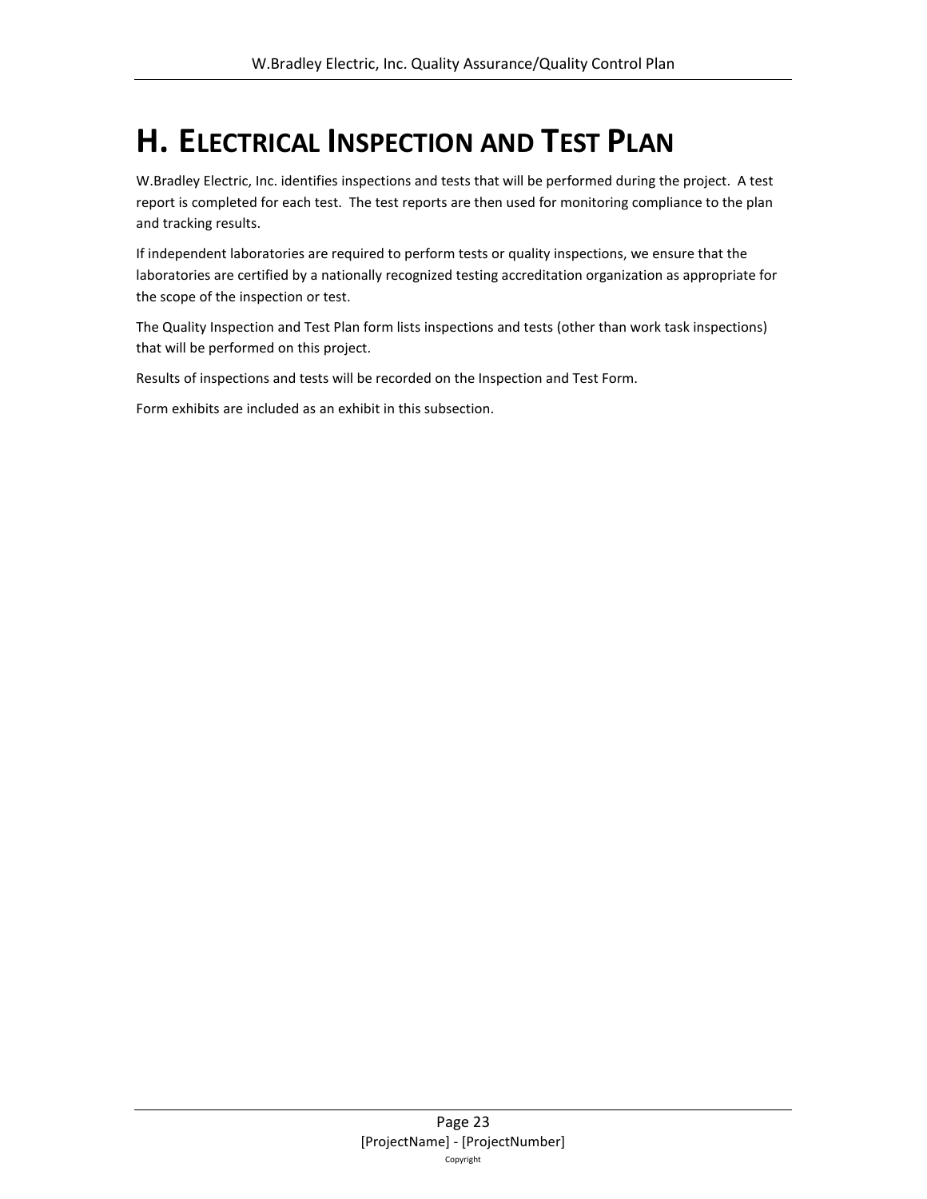# H. Electrical Inspection and Test Plan

W.Bradley Electric, Inc. identifies inspections and tests that will be performed during the project. A test report is completed for each test. The test reports are then used for monitoring compliance to the plan and tracking results.

If independent laboratories are required to perform tests or quality inspections, we ensure that the laboratories are certified by a nationally recognized testing accreditation organization as appropriate for the scope of the inspection or test.

The Quality Inspection and Test Plan form lists inspections and tests (other than work task inspections) that will be performed on this project.

Results of inspections and tests will be recorded on the Inspection and Test Form.

Form exhibits are included as an exhibit in this subsection.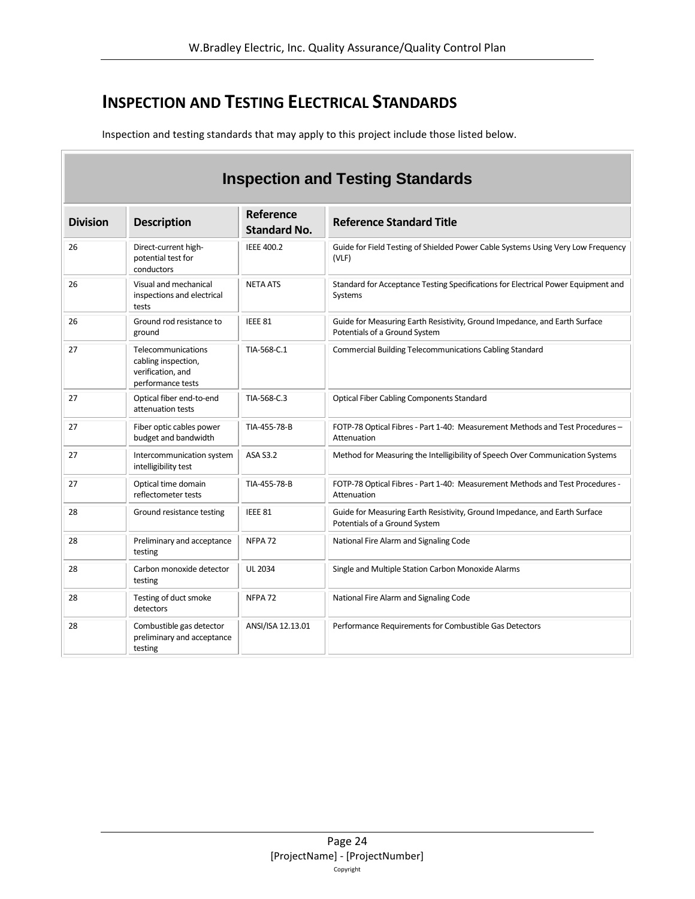## INSPECTION AND TESTING ELECTRICAL STANDARDS

Inspection and testing standards that may apply to this project include those listed below.

| Inspection and Testing Standards | | | |
|---|---|---|---|
| **Division** | **Description** | **Reference Standard No.** | **Reference Standard Title** |
| 26 | Direct-current high-potential test for conductors | IEEE 400.2 | Guide for Field Testing of Shielded Power Cable Systems Using Very Low Frequency (VLF) |
| 26 | Visual and mechanical inspections and electrical tests | NETA ATS | Standard for Acceptance Testing Specifications for Electrical Power Equipment and Systems |
| 26 | Ground rod resistance to ground | IEEE 81 | Guide for Measuring Earth Resistivity, Ground Impedance, and Earth Surface Potentials of a Ground System |
| 27 | Telecommunications cabling inspection, verification, and performance tests | TIA-568-C.1 | Commercial Building Telecommunications Cabling Standard |
| 27 | Optical fiber end-to-end attenuation tests | TIA-568-C.3 | Optical Fiber Cabling Components Standard |
| 27 | Fiber optic cables power budget and bandwidth | TIA-455-78-B | FOTP-78 Optical Fibres - Part 1-40: Measurement Methods and Test Procedures – Attenuation |
| 27 | Intercommunication system intelligibility test | ASA S3.2 | Method for Measuring the Intelligibility of Speech Over Communication Systems |
| 27 | Optical time domain reflectometer tests | TIA-455-78-B | FOTP-78 Optical Fibres - Part 1-40: Measurement Methods and Test Procedures - Attenuation |
| 28 | Ground resistance testing | IEEE 81 | Guide for Measuring Earth Resistivity, Ground Impedance, and Earth Surface Potentials of a Ground System |
| 28 | Preliminary and acceptance testing | NFPA 72 | National Fire Alarm and Signaling Code |
| 28 | Carbon monoxide detector testing | UL 2034 | Single and Multiple Station Carbon Monoxide Alarms |
| 28 | Testing of duct smoke detectors | NFPA 72 | National Fire Alarm and Signaling Code |
| 28 | Combustible gas detector preliminary and acceptance testing | ANSI/ISA 12.13.01 | Performance Requirements for Combustible Gas Detectors |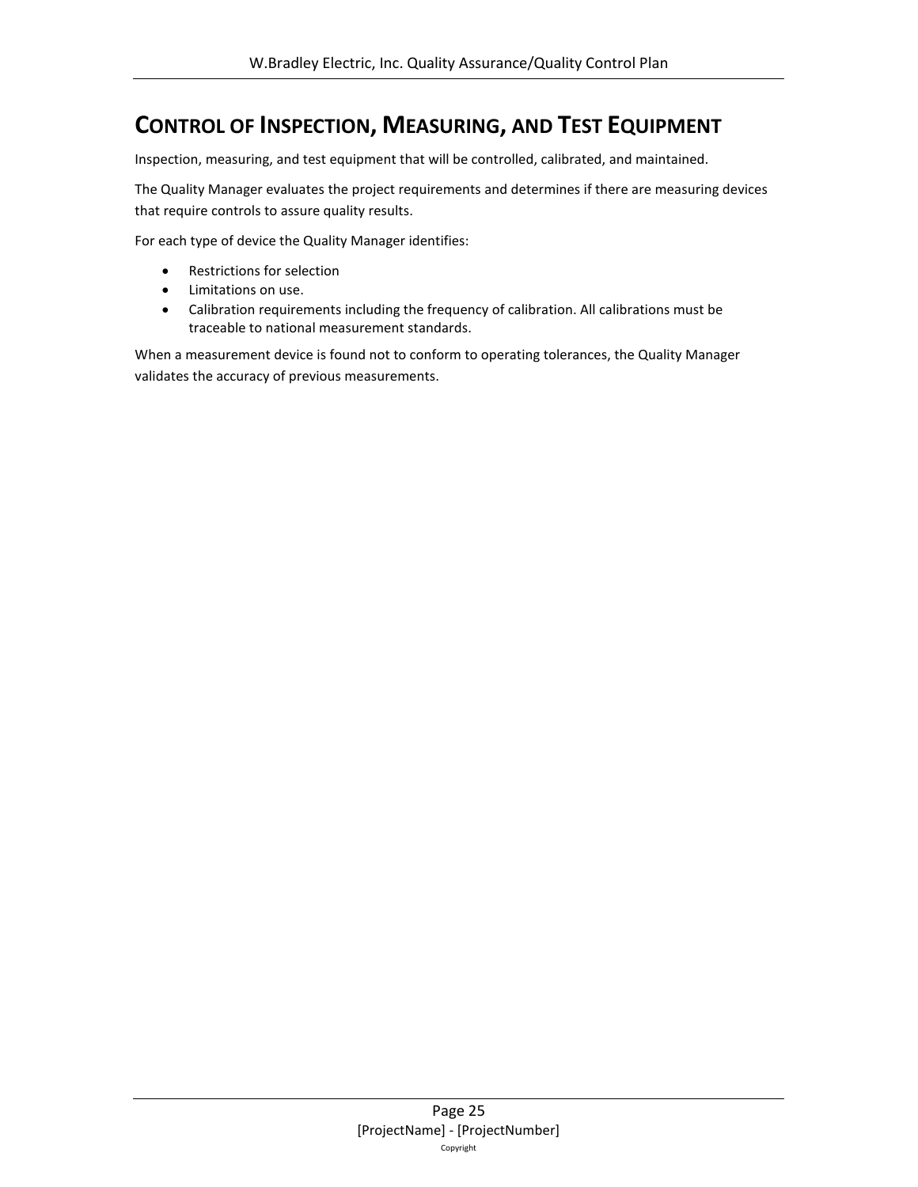# Control of Inspection, Measuring, and Test Equipment

Inspection, measuring, and test equipment that will be controlled, calibrated, and maintained.

The Quality Manager evaluates the project requirements and determines if there are measuring devices that require controls to assure quality results.

For each type of device the Quality Manager identifies:

- Restrictions for selection
- Limitations on use.
- Calibration requirements including the frequency of calibration. All calibrations must be traceable to national measurement standards.

When a measurement device is found not to conform to operating tolerances, the Quality Manager validates the accuracy of previous measurements.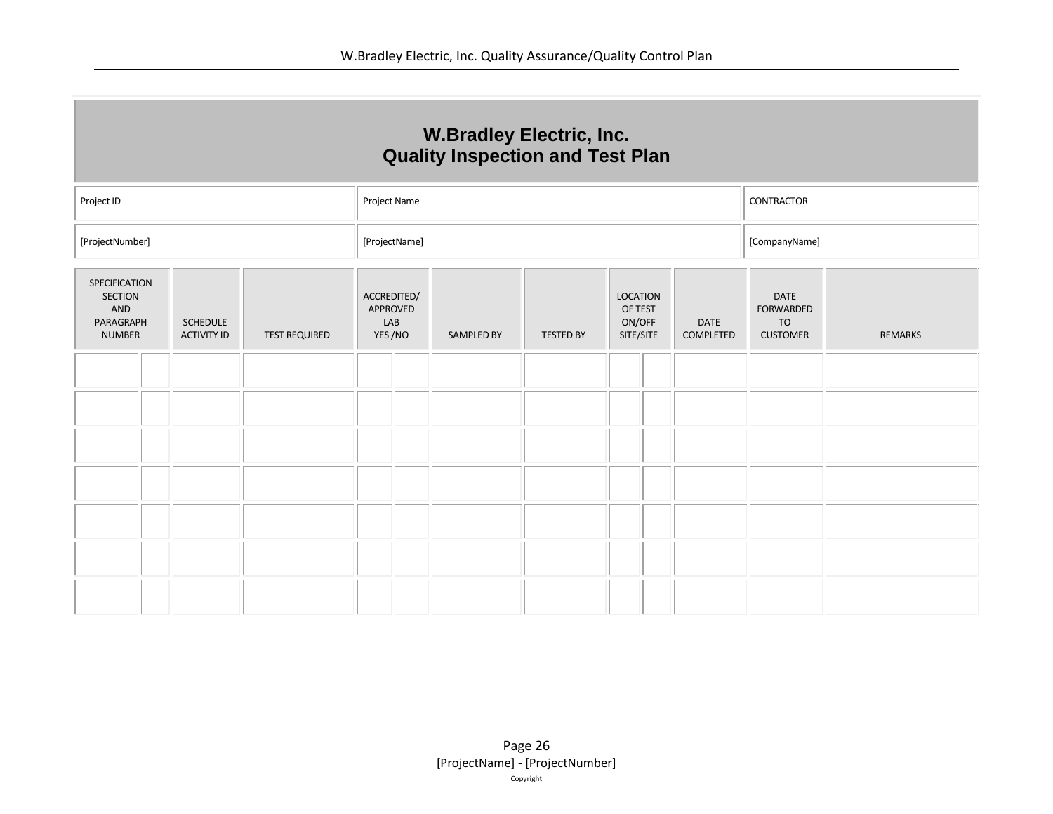## W.Bradley Electric, Inc.
## Quality Inspection and Test Plan

| Project ID | Project Name | CONTRACTOR |
|---|---|---|
| [ProjectNumber] | [ProjectName] | [CompanyName] |

| SPECIFICATION SECTION AND PARAGRAPH NUMBER | | SCHEDULE ACTIVITY ID | TEST REQUIRED | ACCREDITED/ APPROVED LAB YES /NO | | SAMPLED BY | TESTED BY | LOCATION OF TEST ON/OFF SITE/SITE | | DATE COMPLETED | DATE FORWARDED TO CUSTOMER | REMARKS |
|---|---|---|---|---|---|---|---|---|---|---|---|---|
| | | | | | | | | | | | | |
| | | | | | | | | | | | | |
| | | | | | | | | | | | | |
| | | | | | | | | | | | | |
| | | | | | | | | | | | | |
| | | | | | | | | | | | | |
| | | | | | | | | | | | | |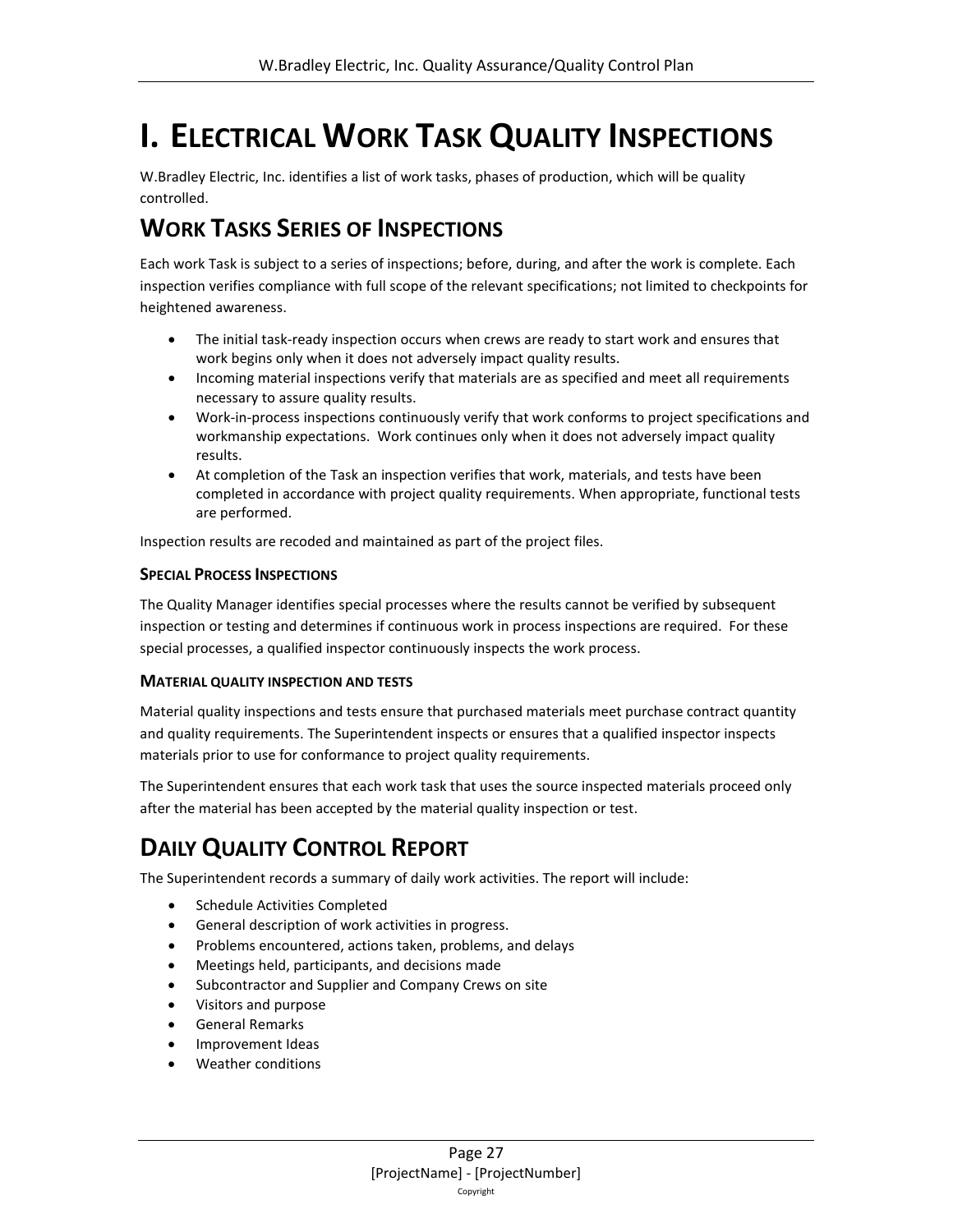# I. Electrical Work Task Quality Inspections

W.Bradley Electric, Inc. identifies a list of work tasks, phases of production, which will be quality controlled.

## Work Tasks Series of Inspections

Each work Task is subject to a series of inspections; before, during, and after the work is complete. Each inspection verifies compliance with full scope of the relevant specifications; not limited to checkpoints for heightened awareness.

- The initial task-ready inspection occurs when crews are ready to start work and ensures that work begins only when it does not adversely impact quality results.
- Incoming material inspections verify that materials are as specified and meet all requirements necessary to assure quality results.
- Work-in-process inspections continuously verify that work conforms to project specifications and workmanship expectations. Work continues only when it does not adversely impact quality results.
- At completion of the Task an inspection verifies that work, materials, and tests have been completed in accordance with project quality requirements. When appropriate, functional tests are performed.

Inspection results are recoded and maintained as part of the project files.

### Special Process Inspections

The Quality Manager identifies special processes where the results cannot be verified by subsequent inspection or testing and determines if continuous work in process inspections are required. For these special processes, a qualified inspector continuously inspects the work process.

### Material quality inspection and tests

Material quality inspections and tests ensure that purchased materials meet purchase contract quantity and quality requirements. The Superintendent inspects or ensures that a qualified inspector inspects materials prior to use for conformance to project quality requirements.

The Superintendent ensures that each work task that uses the source inspected materials proceed only after the material has been accepted by the material quality inspection or test.

## Daily Quality Control Report

The Superintendent records a summary of daily work activities. The report will include:

- Schedule Activities Completed
- General description of work activities in progress.
- Problems encountered, actions taken, problems, and delays
- Meetings held, participants, and decisions made
- Subcontractor and Supplier and Company Crews on site
- Visitors and purpose
- General Remarks
- Improvement Ideas
- Weather conditions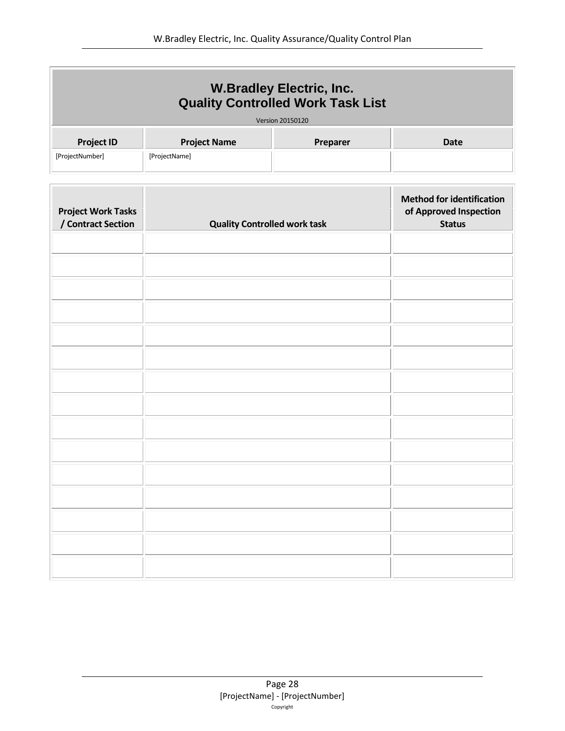# W.Bradley Electric, Inc.
## Quality Controlled Work Task List

Version 20150120

| Project ID | Project Name | Preparer | Date |
|---|---|---|---|
| [ProjectNumber] | [ProjectName] | | |

| Project Work Tasks / Contract Section | Quality Controlled work task | Method for identification of Approved Inspection Status |
|---|---|---|
| | | |
| | | |
| | | |
| | | |
| | | |
| | | |
| | | |
| | | |
| | | |
| | | |
| | | |
| | | |
| | | |
| | | |
| | | |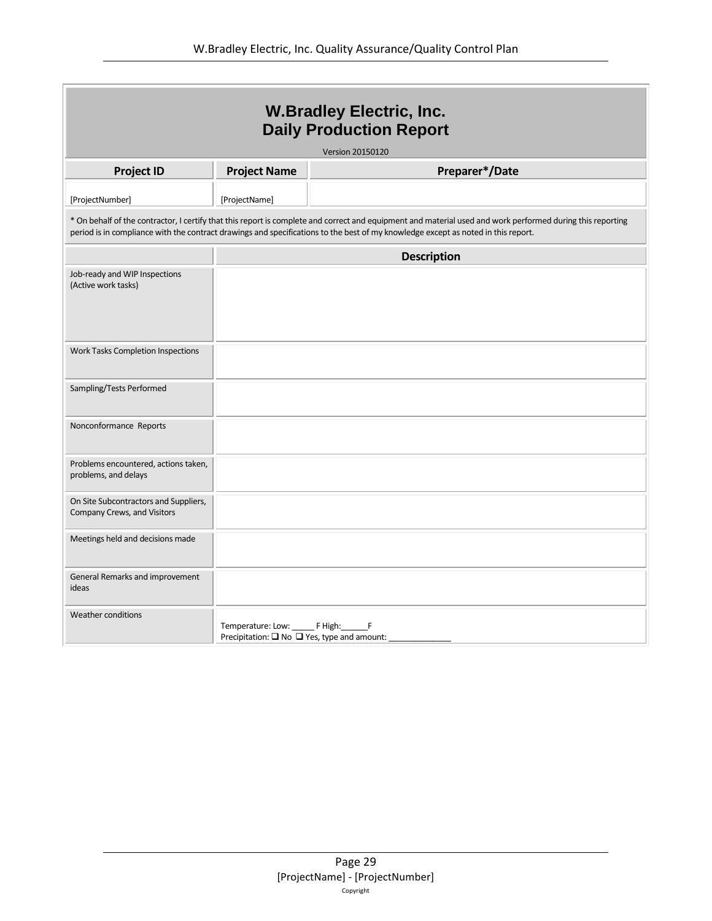# W.Bradley Electric, Inc.
## Daily Production Report

Version 20150120

| Project ID | Project Name | Preparer*/Date |
|---|---|---|
| [ProjectNumber] | [ProjectName] | |

* On behalf of the contractor, I certify that this report is complete and correct and equipment and material used and work performed during this reporting period is in compliance with the contract drawings and specifications to the best of my knowledge except as noted in this report.

| | Description |
|---|---|
| Job-ready and WIP Inspections (Active work tasks) | |
| Work Tasks Completion Inspections | |
| Sampling/Tests Performed | |
| Nonconformance Reports | |
| Problems encountered, actions taken, problems, and delays | |
| On Site Subcontractors and Suppliers, Company Crews, and Visitors | |
| Meetings held and decisions made | |
| General Remarks and improvement ideas | |
| Weather conditions | Temperature: Low: _____ F High:______F<br>Precipitation: ❑ No ❑ Yes, type and amount: ______________ |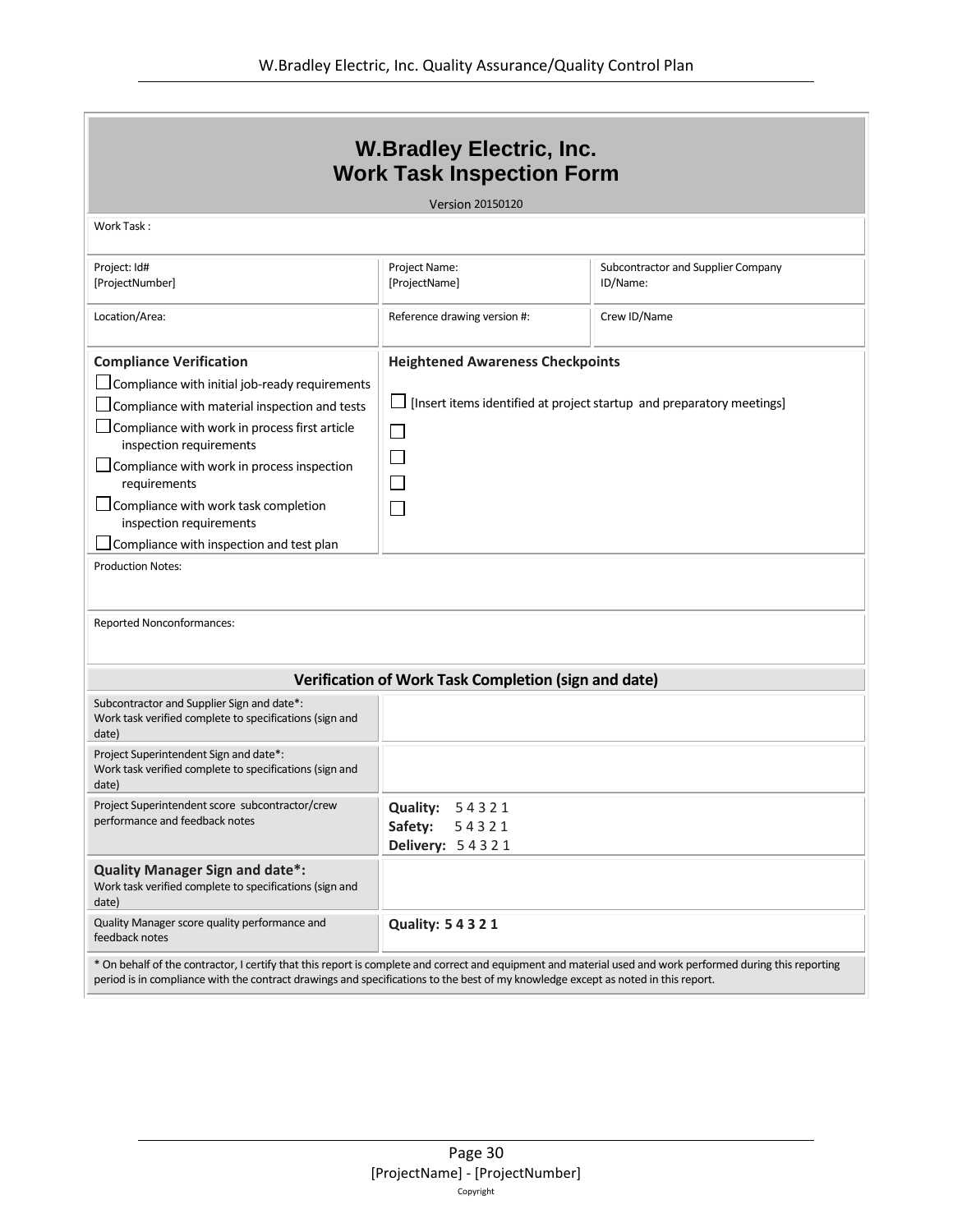# W.Bradley Electric, Inc.
# Work Task Inspection Form

Version 20150120

| Work Task : | | |
|---|---|---|
| Project: Id#<br>[ProjectNumber] | Project Name:<br>[ProjectName] | Subcontractor and Supplier Company ID/Name: |
| Location/Area: | Reference drawing version #: | Crew ID/Name |

| **Compliance Verification** | **Heightened Awareness Checkpoints** |
|---|---|
| ☐ Compliance with initial job-ready requirements<br>☐ Compliance with material inspection and tests<br>☐ Compliance with work in process first article inspection requirements<br>☐ Compliance with work in process inspection requirements<br>☐ Compliance with work task completion inspection requirements<br>☐ Compliance with inspection and test plan | ☐ [Insert items identified at project startup and preparatory meetings]<br>☐<br>☐<br>☐<br>☐ |

Production Notes:

Reported Nonconformances:

**Verification of Work Task Completion (sign and date)**

| | |
|---|---|
| Subcontractor and Supplier Sign and date*:<br>Work task verified complete to specifications (sign and date) | |
| Project Superintendent Sign and date*:<br>Work task verified complete to specifications (sign and date) | |
| Project Superintendent score subcontractor/crew performance and feedback notes | **Quality:** 5 4 3 2 1<br>**Safety:** 5 4 3 2 1<br>**Delivery:** 5 4 3 2 1 |
| **Quality Manager Sign and date*:**<br>Work task verified complete to specifications (sign and date) | |
| Quality Manager score quality performance and feedback notes | **Quality: 5 4 3 2 1** |

\* On behalf of the contractor, I certify that this report is complete and correct and equipment and material used and work performed during this reporting period is in compliance with the contract drawings and specifications to the best of my knowledge except as noted in this report.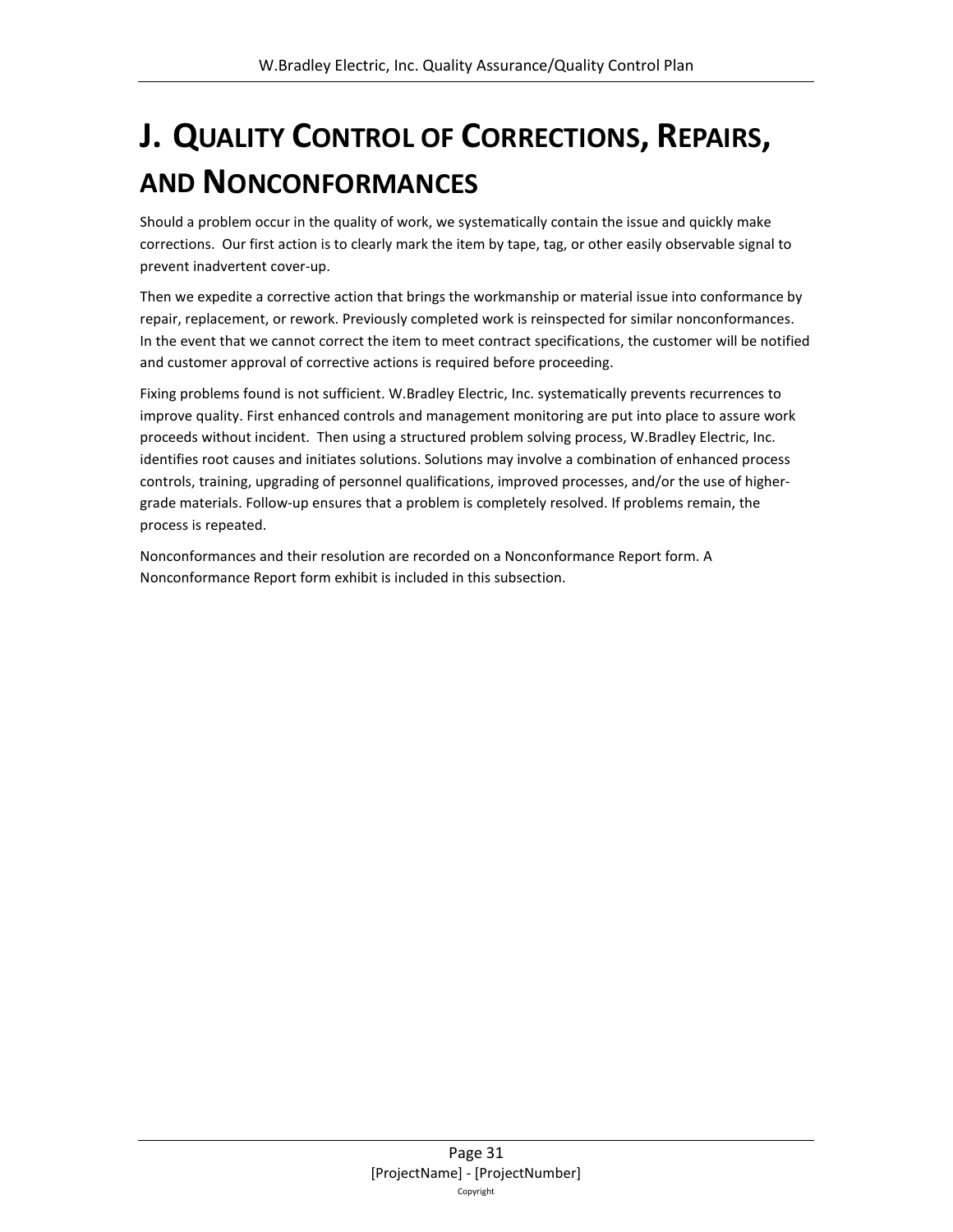# J. Quality Control of Corrections, Repairs, and Nonconformances

Should a problem occur in the quality of work, we systematically contain the issue and quickly make corrections. Our first action is to clearly mark the item by tape, tag, or other easily observable signal to prevent inadvertent cover-up.

Then we expedite a corrective action that brings the workmanship or material issue into conformance by repair, replacement, or rework. Previously completed work is reinspected for similar nonconformances. In the event that we cannot correct the item to meet contract specifications, the customer will be notified and customer approval of corrective actions is required before proceeding.

Fixing problems found is not sufficient. W.Bradley Electric, Inc. systematically prevents recurrences to improve quality. First enhanced controls and management monitoring are put into place to assure work proceeds without incident. Then using a structured problem solving process, W.Bradley Electric, Inc. identifies root causes and initiates solutions. Solutions may involve a combination of enhanced process controls, training, upgrading of personnel qualifications, improved processes, and/or the use of higher-grade materials. Follow-up ensures that a problem is completely resolved. If problems remain, the process is repeated.

Nonconformances and their resolution are recorded on a Nonconformance Report form. A Nonconformance Report form exhibit is included in this subsection.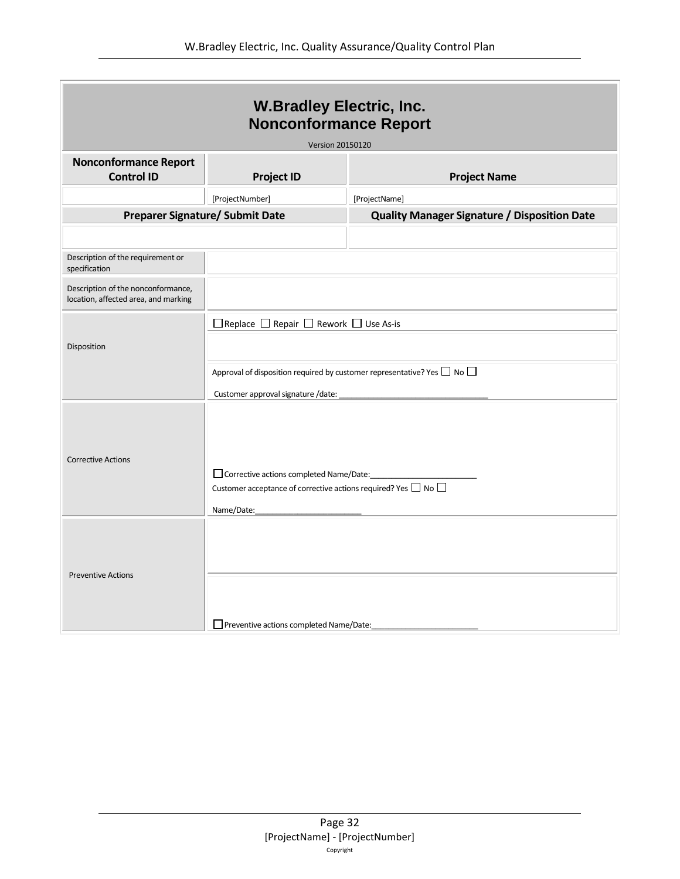# W.Bradley Electric, Inc.
# Nonconformance Report

Version 20150120

| Nonconformance Report Control ID | Project ID | Project Name |
|---|---|---|
| | [ProjectNumber] | [ProjectName] |

| Preparer Signature/ Submit Date | Quality Manager Signature / Disposition Date |
|---|---|
| | |

| | |
|---|---|
| Description of the requirement or specification | |
| Description of the nonconformance, location, affected area, and marking | |
| Disposition | ☐ Replace ☐ Repair ☐ Rework ☐ Use As-is |
| | |
| | Approval of disposition required by customer representative? Yes ☐ No ☐<br><br>Customer approval signature /date: ____________________________ |
| Corrective Actions | ☐ Corrective actions completed Name/Date:____________________<br>Customer acceptance of corrective actions required? Yes ☐ No ☐<br><br>Name/Date:____________________ |
| Preventive Actions | |
| | ☐ Preventive actions completed Name/Date:____________________ |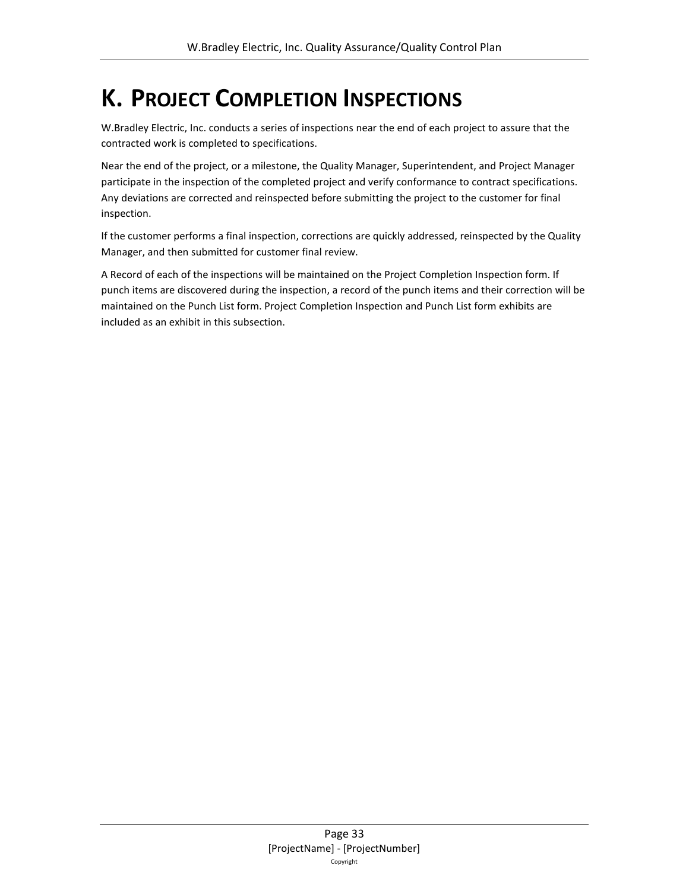# K. Project Completion Inspections

W.Bradley Electric, Inc. conducts a series of inspections near the end of each project to assure that the contracted work is completed to specifications.

Near the end of the project, or a milestone, the Quality Manager, Superintendent, and Project Manager participate in the inspection of the completed project and verify conformance to contract specifications. Any deviations are corrected and reinspected before submitting the project to the customer for final inspection.

If the customer performs a final inspection, corrections are quickly addressed, reinspected by the Quality Manager, and then submitted for customer final review.

A Record of each of the inspections will be maintained on the Project Completion Inspection form. If punch items are discovered during the inspection, a record of the punch items and their correction will be maintained on the Punch List form. Project Completion Inspection and Punch List form exhibits are included as an exhibit in this subsection.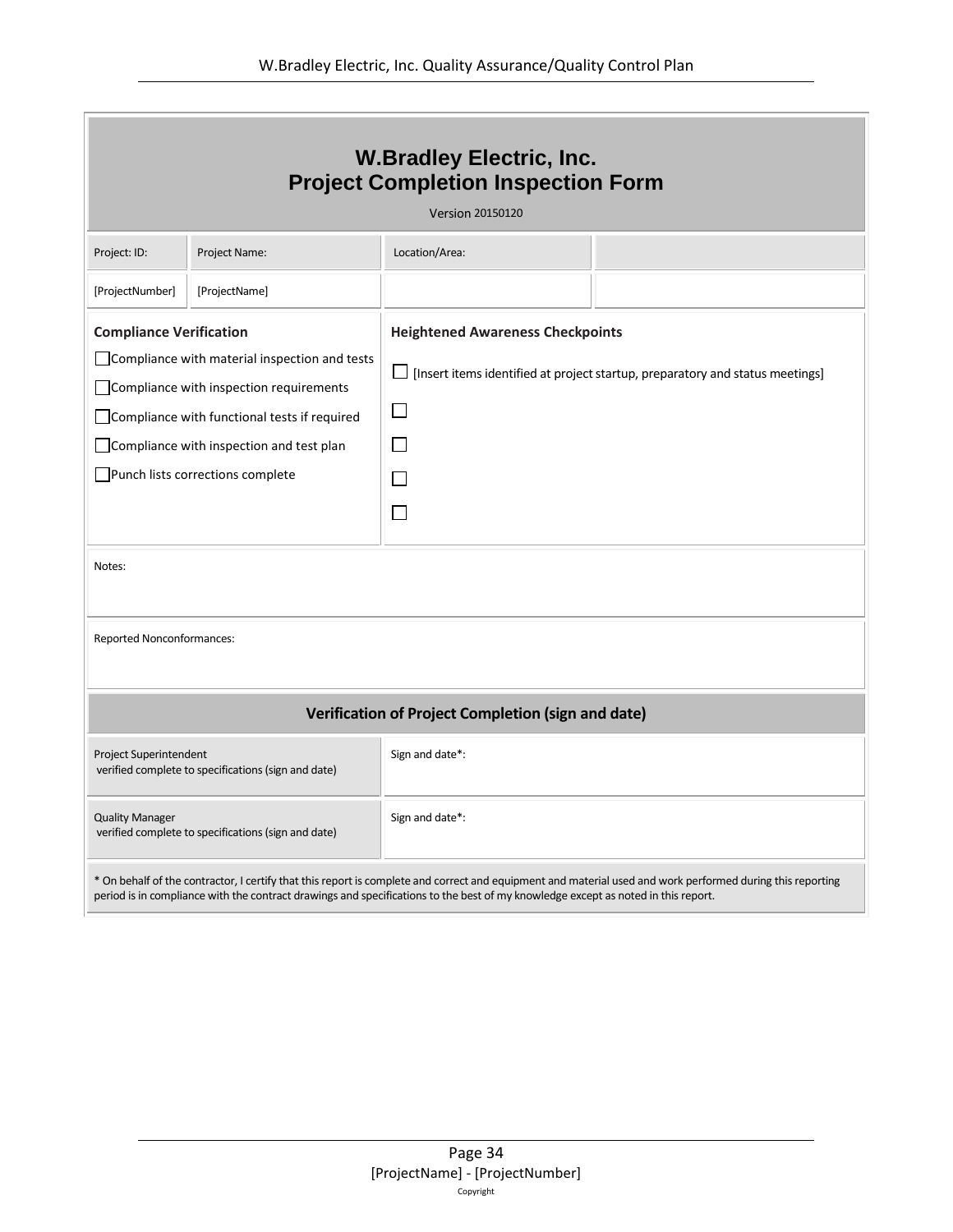# W.Bradley Electric, Inc.
# Project Completion Inspection Form

Version 20150120

| Project: ID: | Project Name: | Location/Area: | |
|---|---|---|---|
| [ProjectNumber] | [ProjectName] | | |

**Compliance Verification**

- ☐ Compliance with material inspection and tests
- ☐ Compliance with inspection requirements
- ☐ Compliance with functional tests if required
- ☐ Compliance with inspection and test plan
- ☐ Punch lists corrections complete

**Heightened Awareness Checkpoints**

- ☐ [Insert items identified at project startup, preparatory and status meetings]
- ☐
- ☐
- ☐
- ☐

Notes:

Reported Nonconformances:

## Verification of Project Completion (sign and date)

| Role | Signature |
|---|---|
| Project Superintendent verified complete to specifications (sign and date) | Sign and date*: |
| Quality Manager verified complete to specifications (sign and date) | Sign and date*: |

* On behalf of the contractor, I certify that this report is complete and correct and equipment and material used and work performed during this reporting period is in compliance with the contract drawings and specifications to the best of my knowledge except as noted in this report.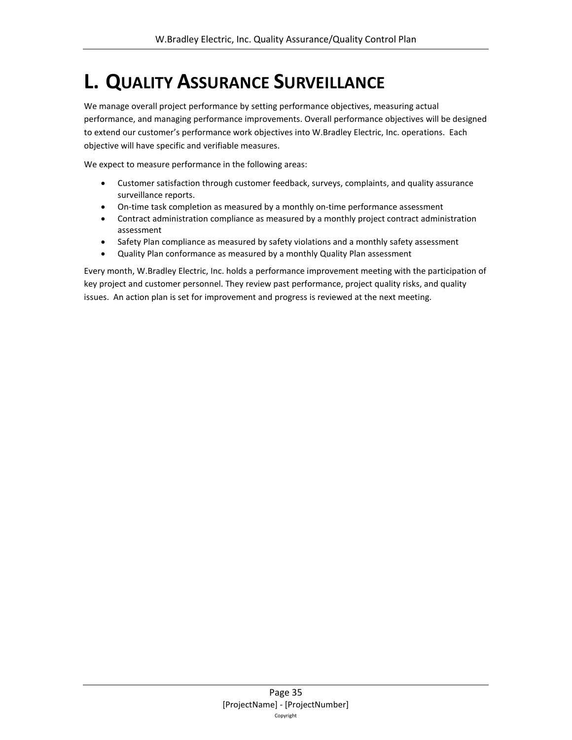# L. Quality Assurance Surveillance

We manage overall project performance by setting performance objectives, measuring actual performance, and managing performance improvements. Overall performance objectives will be designed to extend our customer's performance work objectives into W.Bradley Electric, Inc. operations. Each objective will have specific and verifiable measures.

We expect to measure performance in the following areas:

- Customer satisfaction through customer feedback, surveys, complaints, and quality assurance surveillance reports.
- On-time task completion as measured by a monthly on-time performance assessment
- Contract administration compliance as measured by a monthly project contract administration assessment
- Safety Plan compliance as measured by safety violations and a monthly safety assessment
- Quality Plan conformance as measured by a monthly Quality Plan assessment

Every month, W.Bradley Electric, Inc. holds a performance improvement meeting with the participation of key project and customer personnel. They review past performance, project quality risks, and quality issues. An action plan is set for improvement and progress is reviewed at the next meeting.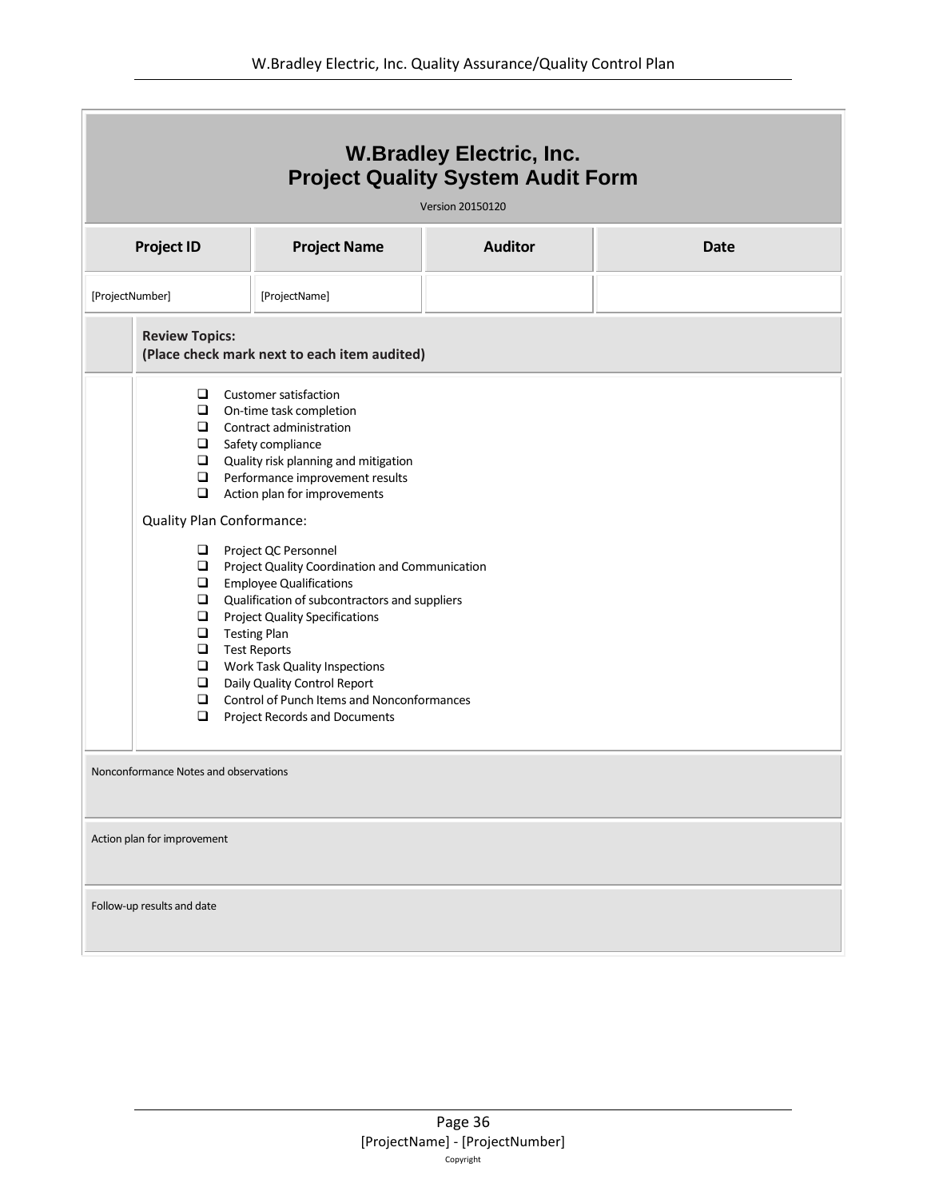# W.Bradley Electric, Inc.
# Project Quality System Audit Form

Version 20150120

| Project ID | Project Name | Auditor | Date |
|---|---|---|---|
| [ProjectNumber] | [ProjectName] | | |

**Review Topics:**
**(Place check mark next to each item audited)**

- ❑ Customer satisfaction
- ❑ On-time task completion
- ❑ Contract administration
- ❑ Safety compliance
- ❑ Quality risk planning and mitigation
- ❑ Performance improvement results
- ❑ Action plan for improvements

Quality Plan Conformance:

- ❑ Project QC Personnel
- ❑ Project Quality Coordination and Communication
- ❑ Employee Qualifications
- ❑ Qualification of subcontractors and suppliers
- ❑ Project Quality Specifications
- ❑ Testing Plan
- ❑ Test Reports
- ❑ Work Task Quality Inspections
- ❑ Daily Quality Control Report
- ❑ Control of Punch Items and Nonconformances
- ❑ Project Records and Documents

Nonconformance Notes and observations

Action plan for improvement

Follow-up results and date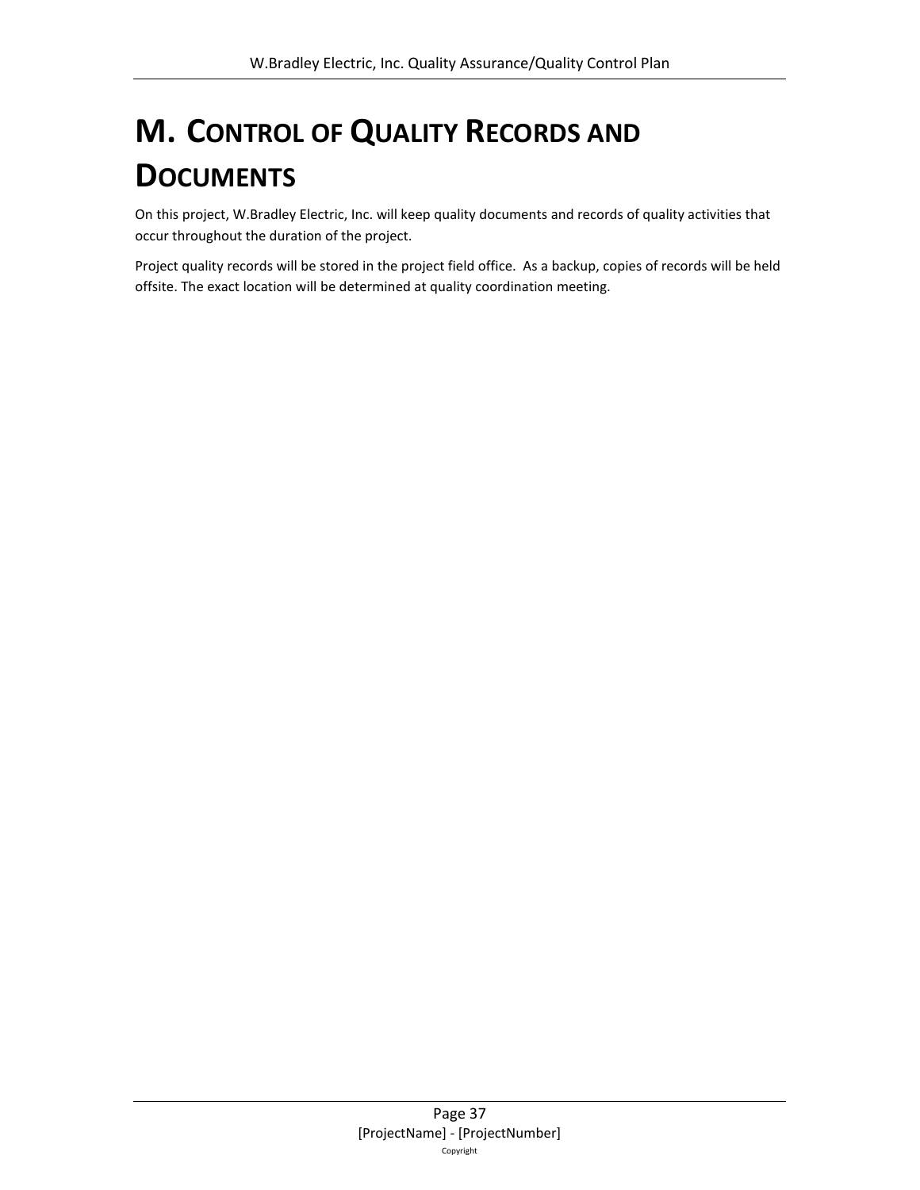# M. Control of Quality Records and Documents

On this project, W.Bradley Electric, Inc. will keep quality documents and records of quality activities that occur throughout the duration of the project.

Project quality records will be stored in the project field office.  As a backup, copies of records will be held offsite. The exact location will be determined at quality coordination meeting.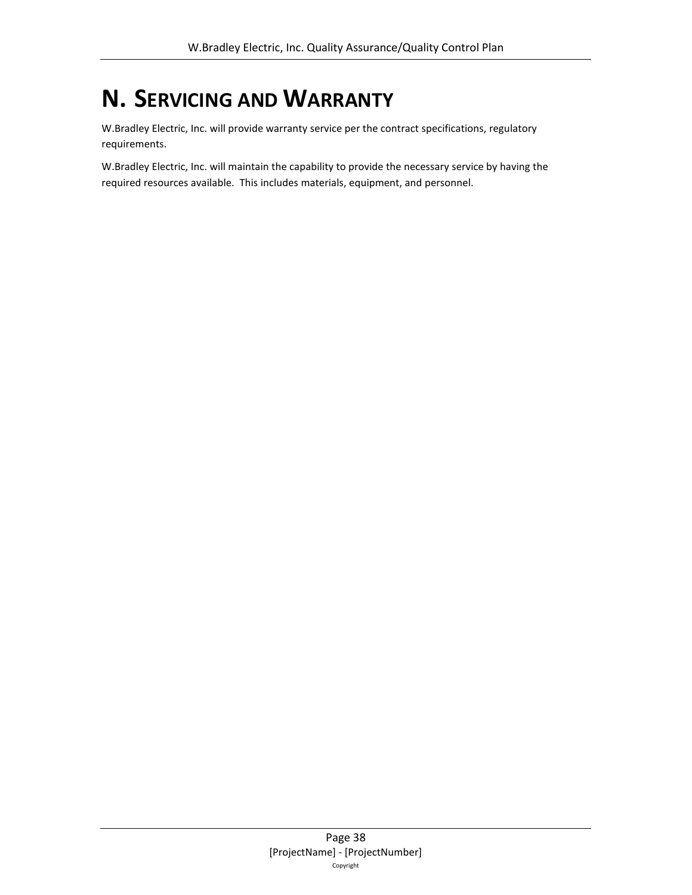# N. Servicing and Warranty

W.Bradley Electric, Inc. will provide warranty service per the contract specifications, regulatory requirements.

W.Bradley Electric, Inc. will maintain the capability to provide the necessary service by having the required resources available. This includes materials, equipment, and personnel.